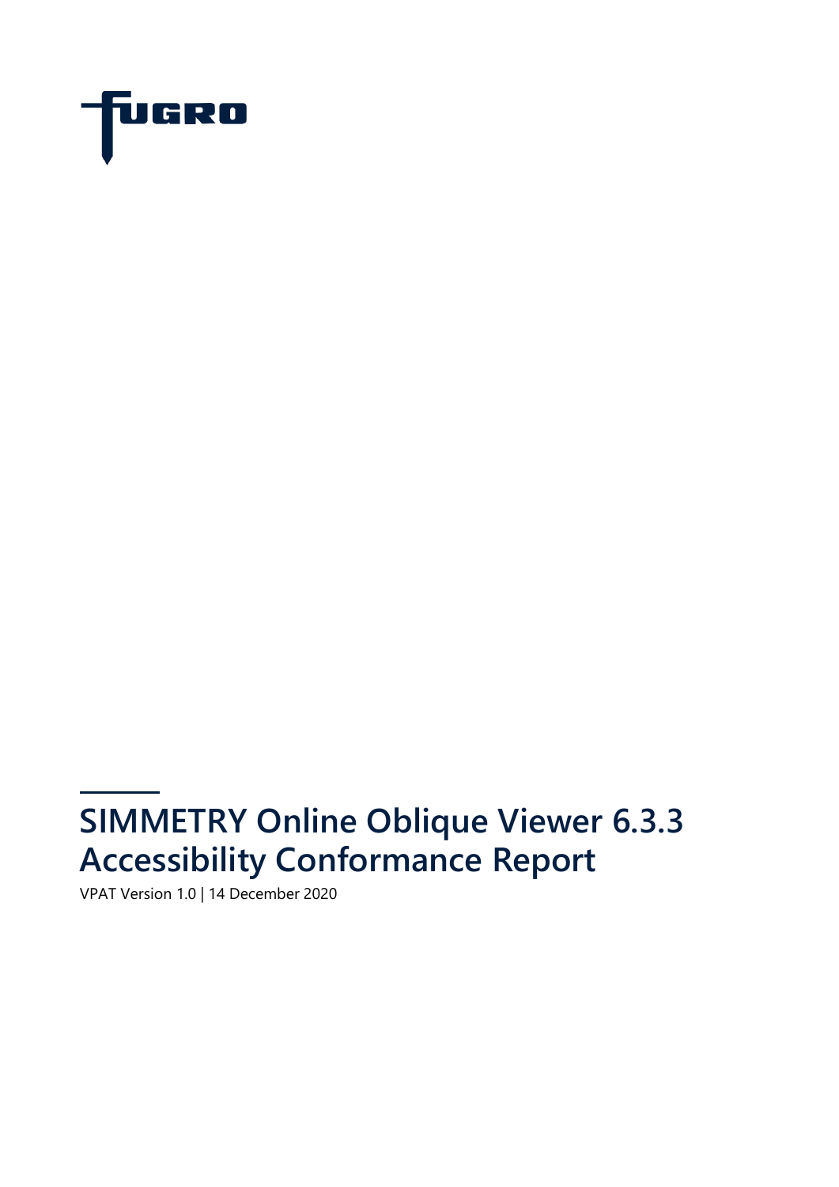FUGRO

# SIMMETRY Online Oblique Viewer 6.3.3 Accessibility Conformance Report

VPAT Version 1.0 | 14 December 2020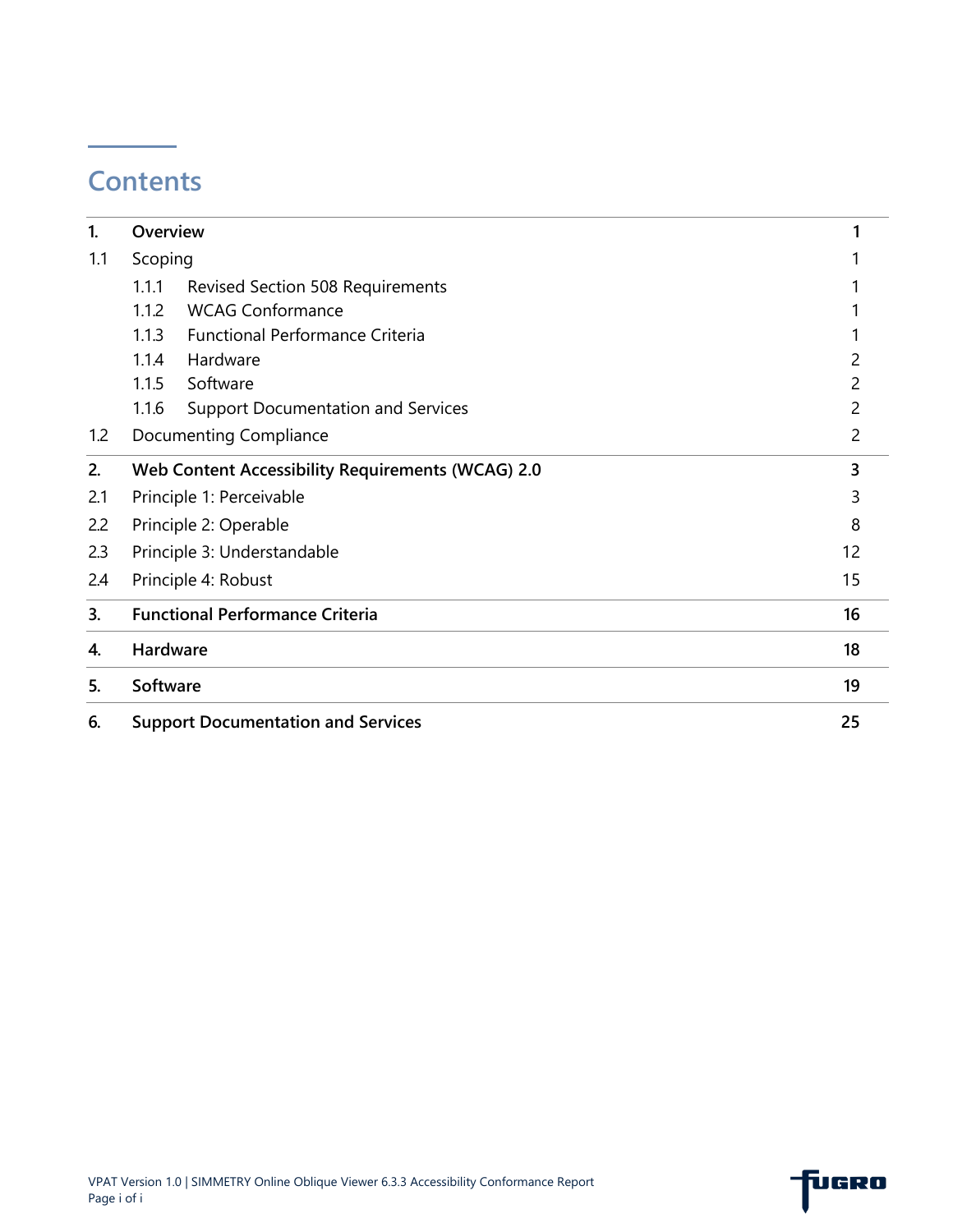## Contents

| | | |
|---|---|---|
| **1.** | **Overview** | **1** |
| 1.1 | Scoping | 1 |
| | 1.1.1 Revised Section 508 Requirements | 1 |
| | 1.1.2 WCAG Conformance | 1 |
| | 1.1.3 Functional Performance Criteria | 1 |
| | 1.1.4 Hardware | 2 |
| | 1.1.5 Software | 2 |
| | 1.1.6 Support Documentation and Services | 2 |
| 1.2 | Documenting Compliance | 2 |
| **2.** | **Web Content Accessibility Requirements (WCAG) 2.0** | **3** |
| 2.1 | Principle 1: Perceivable | 3 |
| 2.2 | Principle 2: Operable | 8 |
| 2.3 | Principle 3: Understandable | 12 |
| 2.4 | Principle 4: Robust | 15 |
| **3.** | **Functional Performance Criteria** | **16** |
| **4.** | **Hardware** | **18** |
| **5.** | **Software** | **19** |
| **6.** | **Support Documentation and Services** | **25** |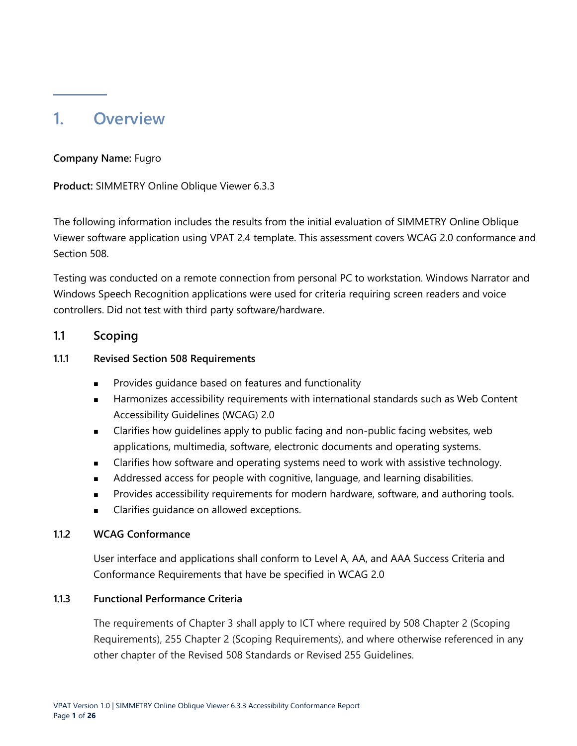# 1. Overview

**Company Name:** Fugro

**Product:** SIMMETRY Online Oblique Viewer 6.3.3

The following information includes the results from the initial evaluation of SIMMETRY Online Oblique Viewer software application using VPAT 2.4 template. This assessment covers WCAG 2.0 conformance and Section 508.

Testing was conducted on a remote connection from personal PC to workstation. Windows Narrator and Windows Speech Recognition applications were used for criteria requiring screen readers and voice controllers. Did not test with third party software/hardware.

## 1.1 Scoping

### 1.1.1 Revised Section 508 Requirements

- Provides guidance based on features and functionality
- Harmonizes accessibility requirements with international standards such as Web Content Accessibility Guidelines (WCAG) 2.0
- Clarifies how guidelines apply to public facing and non-public facing websites, web applications, multimedia, software, electronic documents and operating systems.
- Clarifies how software and operating systems need to work with assistive technology.
- Addressed access for people with cognitive, language, and learning disabilities.
- Provides accessibility requirements for modern hardware, software, and authoring tools.
- Clarifies guidance on allowed exceptions.

### 1.1.2 WCAG Conformance

User interface and applications shall conform to Level A, AA, and AAA Success Criteria and Conformance Requirements that have be specified in WCAG 2.0

### 1.1.3 Functional Performance Criteria

The requirements of Chapter 3 shall apply to ICT where required by 508 Chapter 2 (Scoping Requirements), 255 Chapter 2 (Scoping Requirements), and where otherwise referenced in any other chapter of the Revised 508 Standards or Revised 255 Guidelines.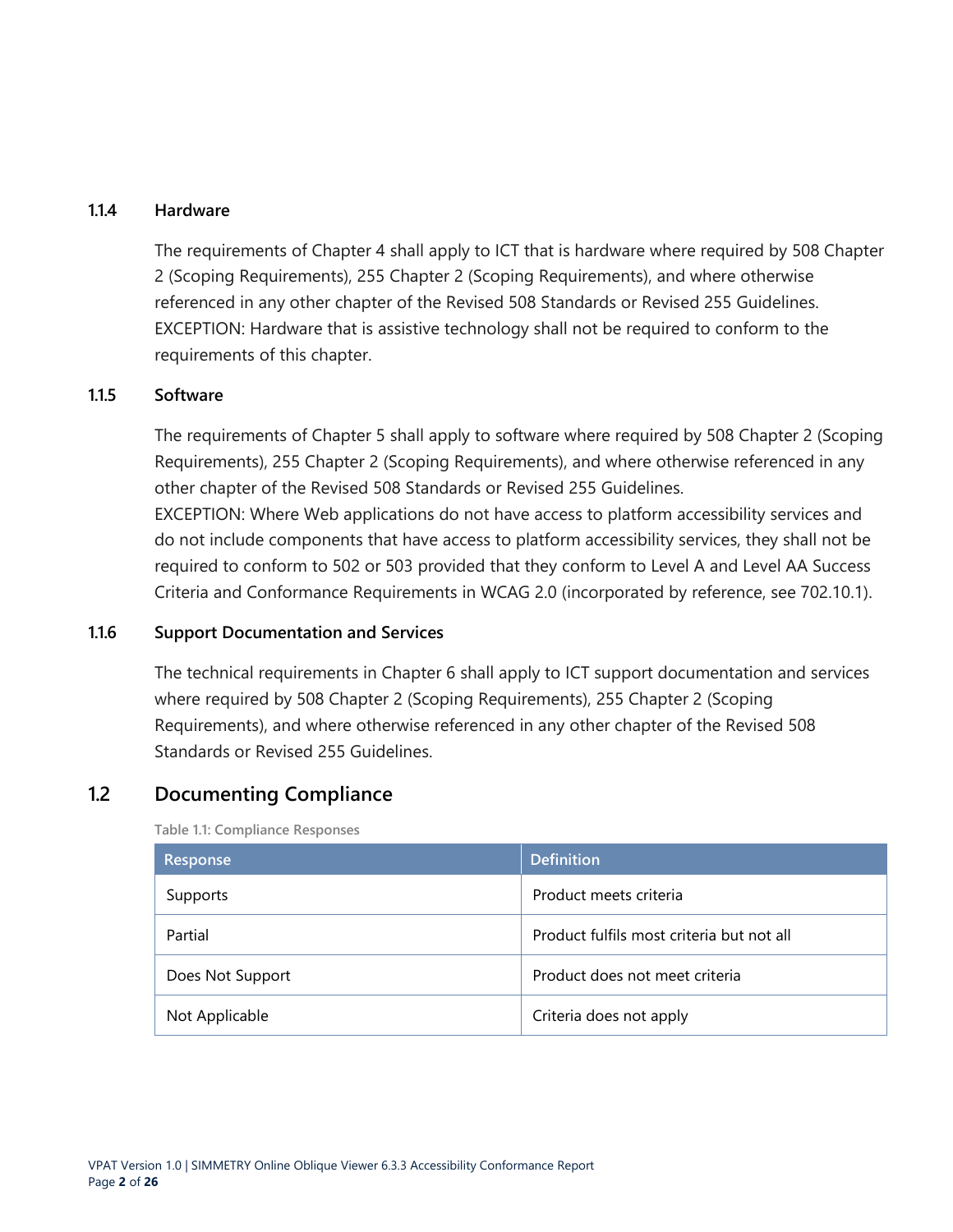### 1.1.4 Hardware

The requirements of Chapter 4 shall apply to ICT that is hardware where required by 508 Chapter 2 (Scoping Requirements), 255 Chapter 2 (Scoping Requirements), and where otherwise referenced in any other chapter of the Revised 508 Standards or Revised 255 Guidelines.
EXCEPTION: Hardware that is assistive technology shall not be required to conform to the requirements of this chapter.

### 1.1.5 Software

The requirements of Chapter 5 shall apply to software where required by 508 Chapter 2 (Scoping Requirements), 255 Chapter 2 (Scoping Requirements), and where otherwise referenced in any other chapter of the Revised 508 Standards or Revised 255 Guidelines.
EXCEPTION: Where Web applications do not have access to platform accessibility services and do not include components that have access to platform accessibility services, they shall not be required to conform to 502 or 503 provided that they conform to Level A and Level AA Success Criteria and Conformance Requirements in WCAG 2.0 (incorporated by reference, see 702.10.1).

### 1.1.6 Support Documentation and Services

The technical requirements in Chapter 6 shall apply to ICT support documentation and services where required by 508 Chapter 2 (Scoping Requirements), 255 Chapter 2 (Scoping Requirements), and where otherwise referenced in any other chapter of the Revised 508 Standards or Revised 255 Guidelines.

## 1.2 Documenting Compliance

Table 1.1: Compliance Responses

| Response | Definition |
|---|---|
| Supports | Product meets criteria |
| Partial | Product fulfils most criteria but not all |
| Does Not Support | Product does not meet criteria |
| Not Applicable | Criteria does not apply |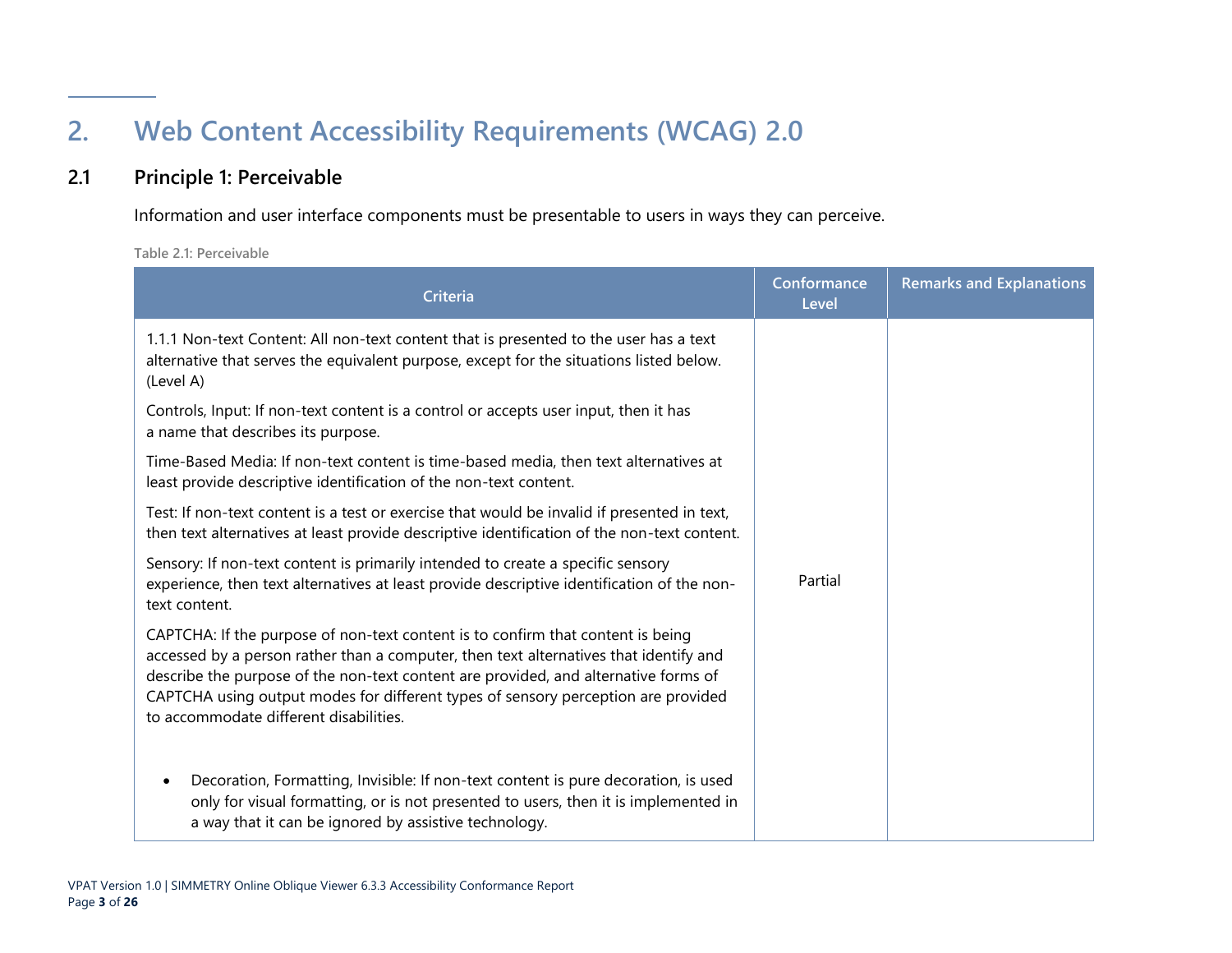# 2. Web Content Accessibility Requirements (WCAG) 2.0

## 2.1 Principle 1: Perceivable

Information and user interface components must be presentable to users in ways they can perceive.

**Table 2.1: Perceivable**

| Criteria | Conformance Level | Remarks and Explanations |
|---|---|---|
| 1.1.1 Non-text Content: All non-text content that is presented to the user has a text alternative that serves the equivalent purpose, except for the situations listed below. (Level A)<br><br>Controls, Input: If non-text content is a control or accepts user input, then it has a name that describes its purpose.<br><br>Time-Based Media: If non-text content is time-based media, then text alternatives at least provide descriptive identification of the non-text content.<br><br>Test: If non-text content is a test or exercise that would be invalid if presented in text, then text alternatives at least provide descriptive identification of the non-text content.<br><br>Sensory: If non-text content is primarily intended to create a specific sensory experience, then text alternatives at least provide descriptive identification of the non-text content.<br><br>CAPTCHA: If the purpose of non-text content is to confirm that content is being accessed by a person rather than a computer, then text alternatives that identify and describe the purpose of the non-text content are provided, and alternative forms of CAPTCHA using output modes for different types of sensory perception are provided to accommodate different disabilities.<br><br>• Decoration, Formatting, Invisible: If non-text content is pure decoration, is used only for visual formatting, or is not presented to users, then it is implemented in a way that it can be ignored by assistive technology. | Partial | |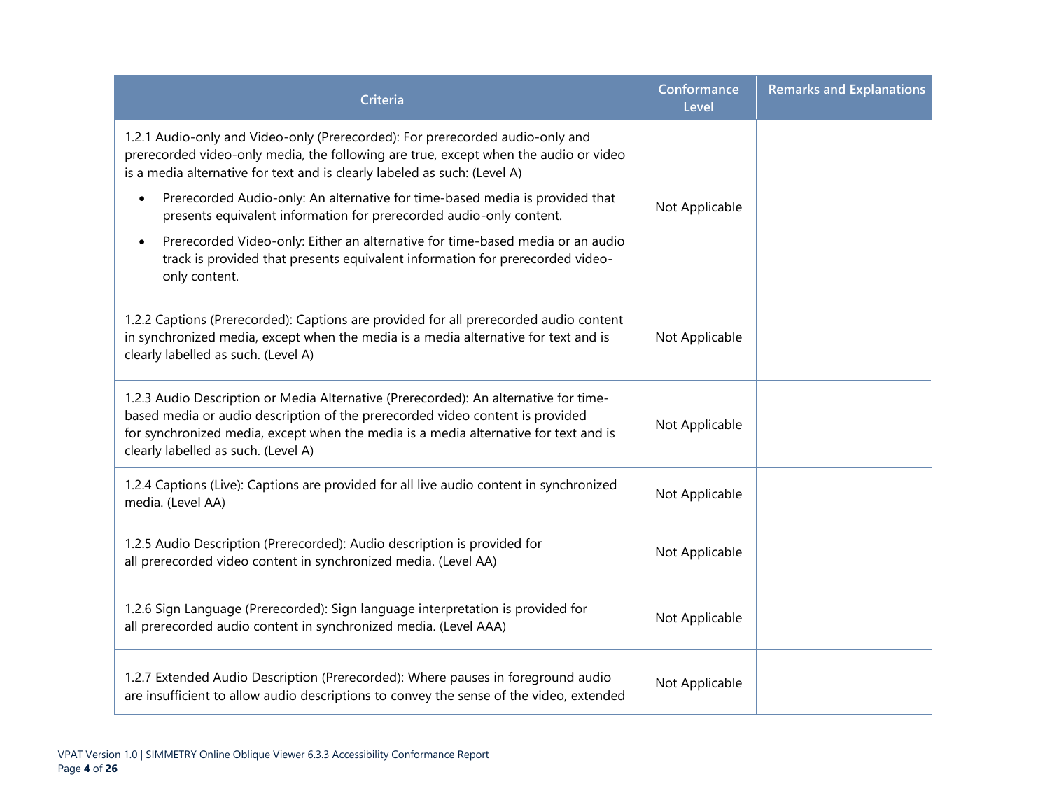| Criteria | Conformance Level | Remarks and Explanations |
| --- | --- | --- |
| 1.2.1 Audio-only and Video-only (Prerecorded): For prerecorded audio-only and prerecorded video-only media, the following are true, except when the audio or video is a media alternative for text and is clearly labeled as such: (Level A)<br>• Prerecorded Audio-only: An alternative for time-based media is provided that presents equivalent information for prerecorded audio-only content.<br>• Prerecorded Video-only: Either an alternative for time-based media or an audio track is provided that presents equivalent information for prerecorded video-only content. | Not Applicable | |
| 1.2.2 Captions (Prerecorded): Captions are provided for all prerecorded audio content in synchronized media, except when the media is a media alternative for text and is clearly labelled as such. (Level A) | Not Applicable | |
| 1.2.3 Audio Description or Media Alternative (Prerecorded): An alternative for time-based media or audio description of the prerecorded video content is provided for synchronized media, except when the media is a media alternative for text and is clearly labelled as such. (Level A) | Not Applicable | |
| 1.2.4 Captions (Live): Captions are provided for all live audio content in synchronized media. (Level AA) | Not Applicable | |
| 1.2.5 Audio Description (Prerecorded): Audio description is provided for all prerecorded video content in synchronized media. (Level AA) | Not Applicable | |
| 1.2.6 Sign Language (Prerecorded): Sign language interpretation is provided for all prerecorded audio content in synchronized media. (Level AAA) | Not Applicable | |
| 1.2.7 Extended Audio Description (Prerecorded): Where pauses in foreground audio are insufficient to allow audio descriptions to convey the sense of the video, extended | Not Applicable | |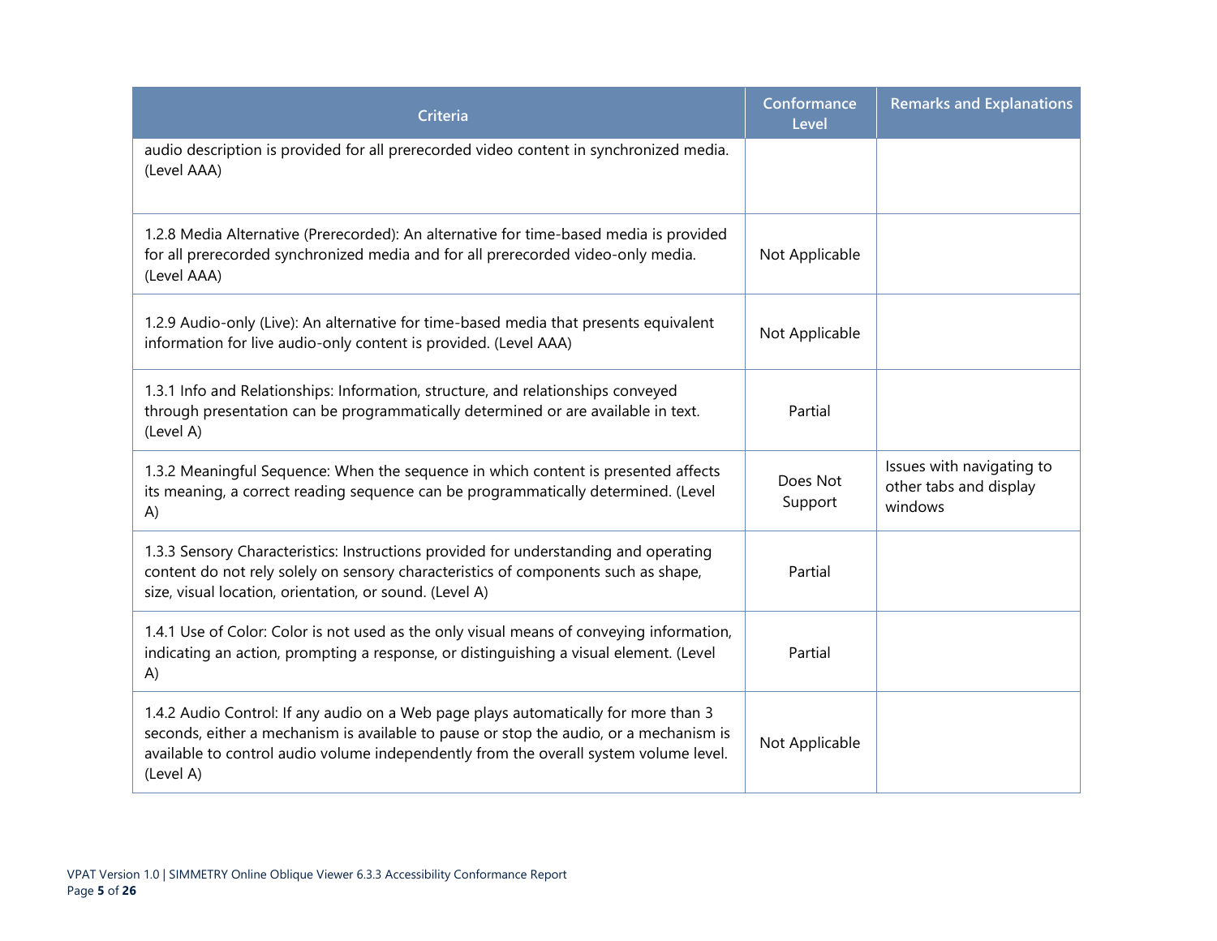| Criteria | Conformance Level | Remarks and Explanations |
| --- | --- | --- |
| audio description is provided for all prerecorded video content in synchronized media. (Level AAA) | | |
| 1.2.8 Media Alternative (Prerecorded): An alternative for time-based media is provided for all prerecorded synchronized media and for all prerecorded video-only media. (Level AAA) | Not Applicable | |
| 1.2.9 Audio-only (Live): An alternative for time-based media that presents equivalent information for live audio-only content is provided. (Level AAA) | Not Applicable | |
| 1.3.1 Info and Relationships: Information, structure, and relationships conveyed through presentation can be programmatically determined or are available in text. (Level A) | Partial | |
| 1.3.2 Meaningful Sequence: When the sequence in which content is presented affects its meaning, a correct reading sequence can be programmatically determined. (Level A) | Does Not Support | Issues with navigating to other tabs and display windows |
| 1.3.3 Sensory Characteristics: Instructions provided for understanding and operating content do not rely solely on sensory characteristics of components such as shape, size, visual location, orientation, or sound. (Level A) | Partial | |
| 1.4.1 Use of Color: Color is not used as the only visual means of conveying information, indicating an action, prompting a response, or distinguishing a visual element. (Level A) | Partial | |
| 1.4.2 Audio Control: If any audio on a Web page plays automatically for more than 3 seconds, either a mechanism is available to pause or stop the audio, or a mechanism is available to control audio volume independently from the overall system volume level. (Level A) | Not Applicable | |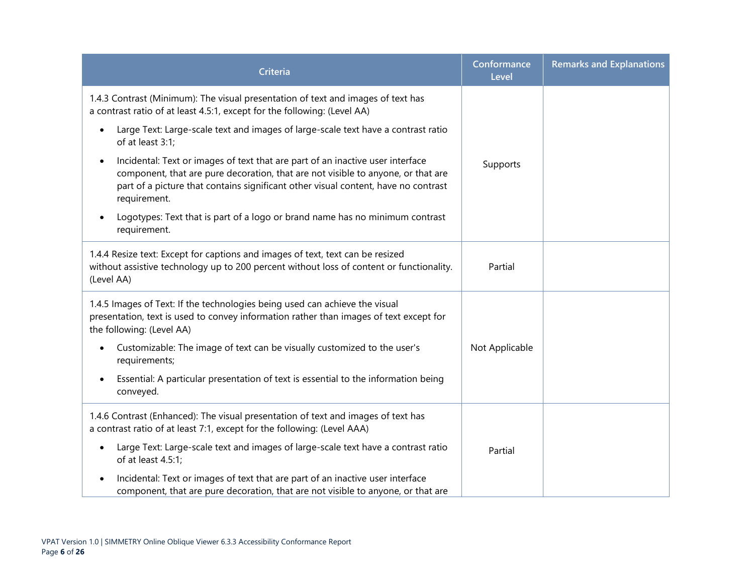| Criteria | Conformance Level | Remarks and Explanations |
| --- | --- | --- |
| 1.4.3 Contrast (Minimum): The visual presentation of text and images of text has a contrast ratio of at least 4.5:1, except for the following: (Level AA)<br>• Large Text: Large-scale text and images of large-scale text have a contrast ratio of at least 3:1;<br>• Incidental: Text or images of text that are part of an inactive user interface component, that are pure decoration, that are not visible to anyone, or that are part of a picture that contains significant other visual content, have no contrast requirement.<br>• Logotypes: Text that is part of a logo or brand name has no minimum contrast requirement. | Supports | |
| 1.4.4 Resize text: Except for captions and images of text, text can be resized without assistive technology up to 200 percent without loss of content or functionality. (Level AA) | Partial | |
| 1.4.5 Images of Text: If the technologies being used can achieve the visual presentation, text is used to convey information rather than images of text except for the following: (Level AA)<br>• Customizable: The image of text can be visually customized to the user's requirements;<br>• Essential: A particular presentation of text is essential to the information being conveyed. | Not Applicable | |
| 1.4.6 Contrast (Enhanced): The visual presentation of text and images of text has a contrast ratio of at least 7:1, except for the following: (Level AAA)<br>• Large Text: Large-scale text and images of large-scale text have a contrast ratio of at least 4.5:1;<br>• Incidental: Text or images of text that are part of an inactive user interface component, that are pure decoration, that are not visible to anyone, or that are | Partial | |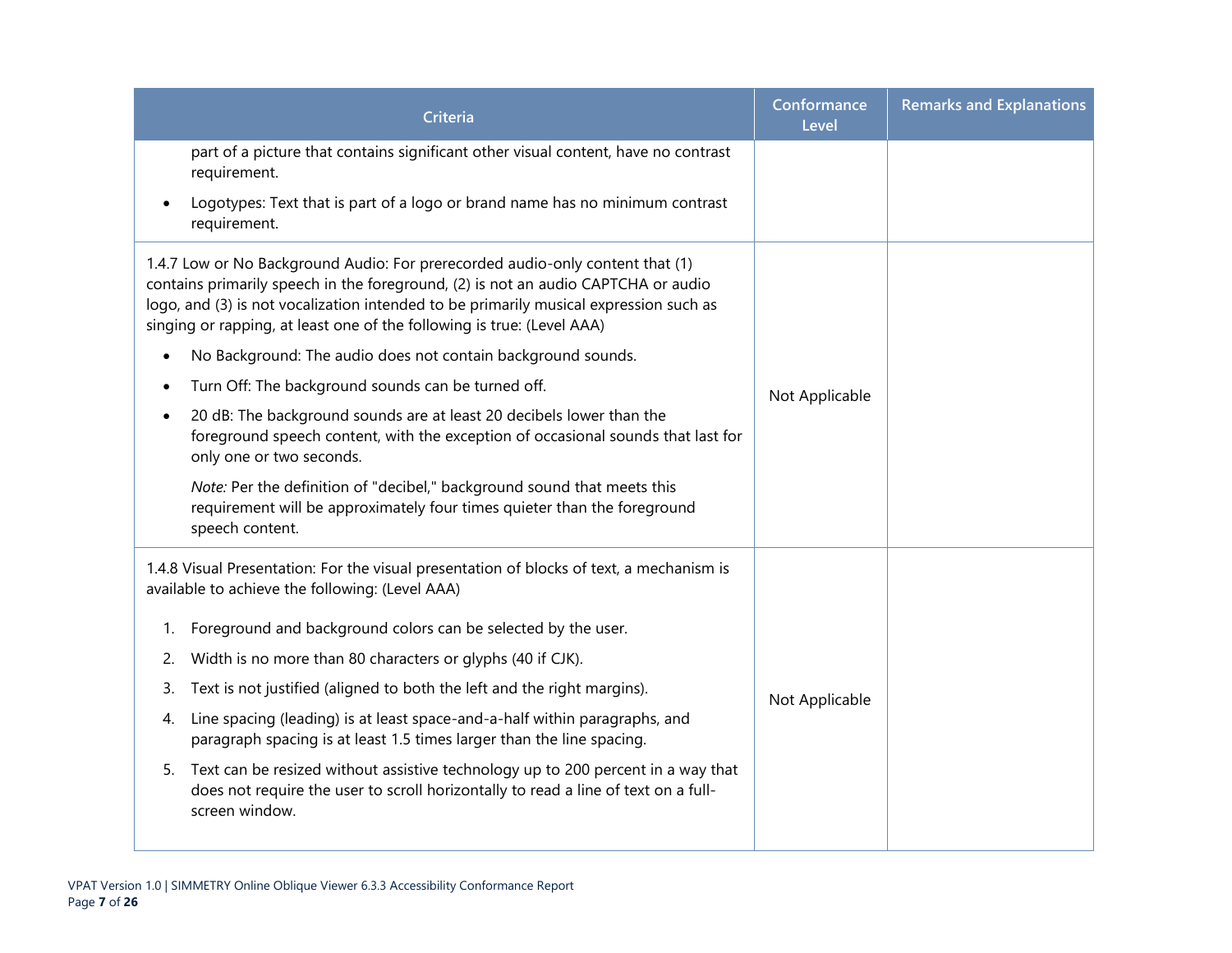| Criteria | Conformance Level | Remarks and Explanations |
|---|---|---|
| part of a picture that contains significant other visual content, have no contrast requirement.<br>• Logotypes: Text that is part of a logo or brand name has no minimum contrast requirement. | | |
| 1.4.7 Low or No Background Audio: For prerecorded audio-only content that (1) contains primarily speech in the foreground, (2) is not an audio CAPTCHA or audio logo, and (3) is not vocalization intended to be primarily musical expression such as singing or rapping, at least one of the following is true: (Level AAA)<br>• No Background: The audio does not contain background sounds.<br>• Turn Off: The background sounds can be turned off.<br>• 20 dB: The background sounds are at least 20 decibels lower than the foreground speech content, with the exception of occasional sounds that last for only one or two seconds.<br>*Note:* Per the definition of "decibel," background sound that meets this requirement will be approximately four times quieter than the foreground speech content. | Not Applicable | |
| 1.4.8 Visual Presentation: For the visual presentation of blocks of text, a mechanism is available to achieve the following: (Level AAA)<br>1. Foreground and background colors can be selected by the user.<br>2. Width is no more than 80 characters or glyphs (40 if CJK).<br>3. Text is not justified (aligned to both the left and the right margins).<br>4. Line spacing (leading) is at least space-and-a-half within paragraphs, and paragraph spacing is at least 1.5 times larger than the line spacing.<br>5. Text can be resized without assistive technology up to 200 percent in a way that does not require the user to scroll horizontally to read a line of text on a full-screen window. | Not Applicable | |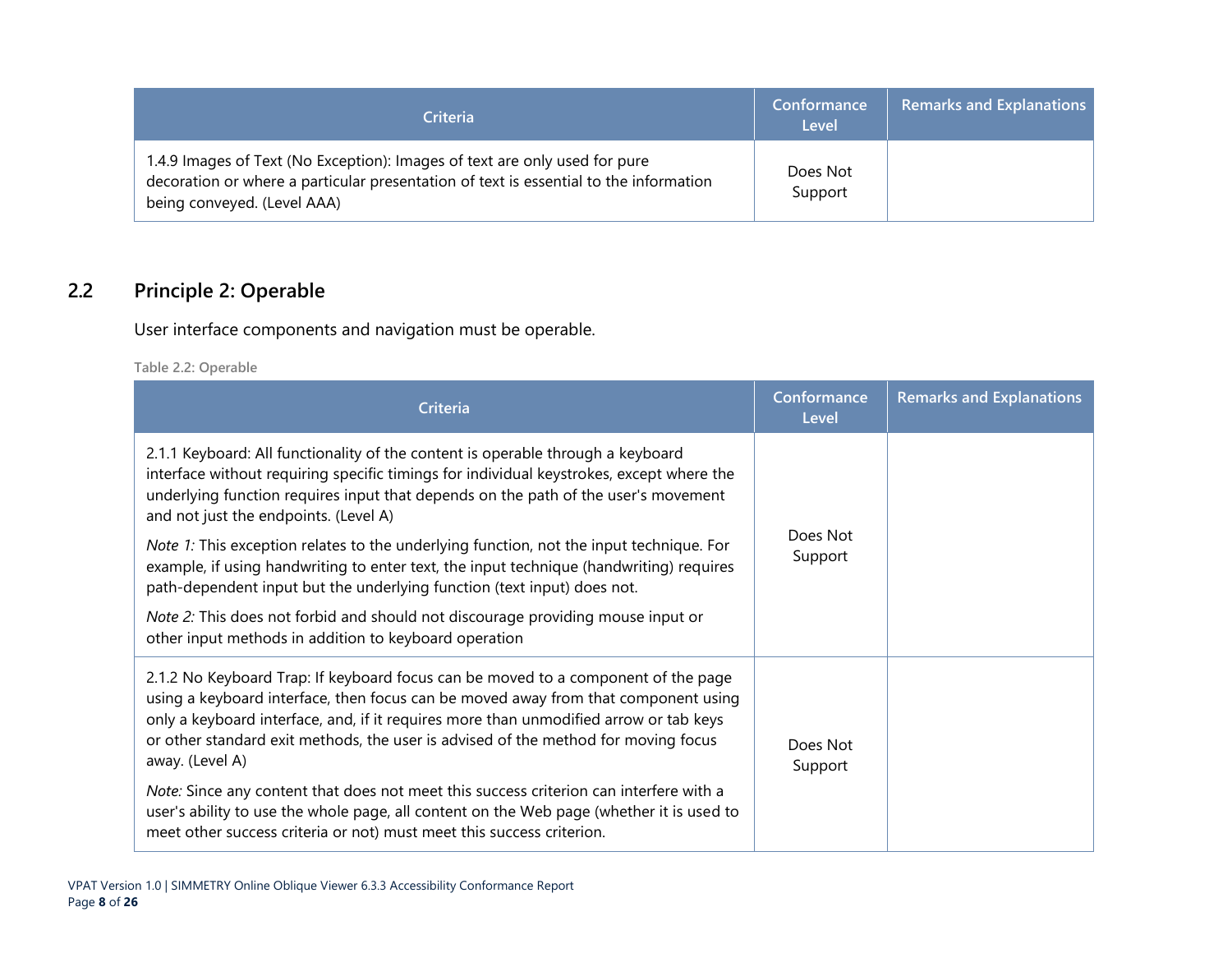| Criteria | Conformance Level | Remarks and Explanations |
| --- | --- | --- |
| 1.4.9 Images of Text (No Exception): Images of text are only used for pure decoration or where a particular presentation of text is essential to the information being conveyed. (Level AAA) | Does Not Support | |

## 2.2 Principle 2: Operable

User interface components and navigation must be operable.

Table 2.2: Operable

| Criteria | Conformance Level | Remarks and Explanations |
| --- | --- | --- |
| 2.1.1 Keyboard: All functionality of the content is operable through a keyboard interface without requiring specific timings for individual keystrokes, except where the underlying function requires input that depends on the path of the user's movement and not just the endpoints. (Level A)<br><br>*Note 1:* This exception relates to the underlying function, not the input technique. For example, if using handwriting to enter text, the input technique (handwriting) requires path-dependent input but the underlying function (text input) does not.<br><br>*Note 2:* This does not forbid and should not discourage providing mouse input or other input methods in addition to keyboard operation | Does Not Support | |
| 2.1.2 No Keyboard Trap: If keyboard focus can be moved to a component of the page using a keyboard interface, then focus can be moved away from that component using only a keyboard interface, and, if it requires more than unmodified arrow or tab keys or other standard exit methods, the user is advised of the method for moving focus away. (Level A)<br><br>*Note:* Since any content that does not meet this success criterion can interfere with a user's ability to use the whole page, all content on the Web page (whether it is used to meet other success criteria or not) must meet this success criterion. | Does Not Support | |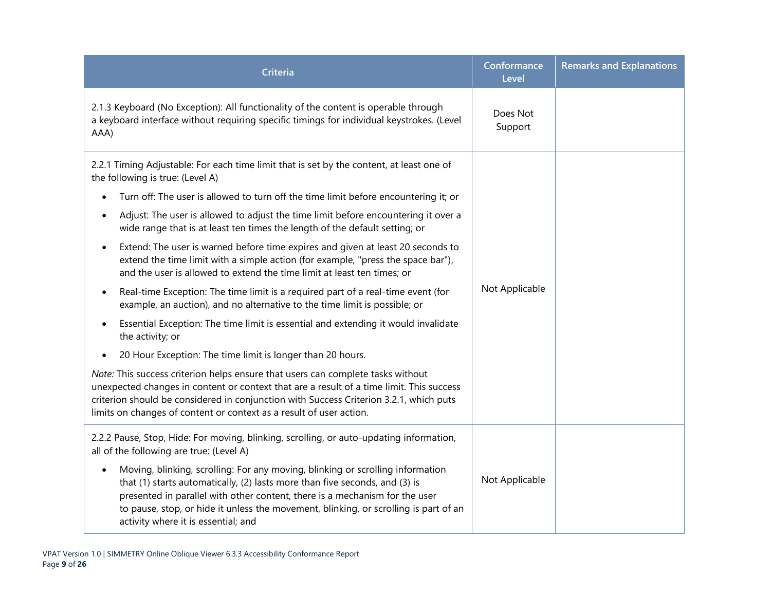| Criteria | Conformance Level | Remarks and Explanations |
| --- | --- | --- |
| 2.1.3 Keyboard (No Exception): All functionality of the content is operable through a keyboard interface without requiring specific timings for individual keystrokes. (Level AAA) | Does Not Support | |
| 2.2.1 Timing Adjustable: For each time limit that is set by the content, at least one of the following is true: (Level A)<br>• Turn off: The user is allowed to turn off the time limit before encountering it; or<br>• Adjust: The user is allowed to adjust the time limit before encountering it over a wide range that is at least ten times the length of the default setting; or<br>• Extend: The user is warned before time expires and given at least 20 seconds to extend the time limit with a simple action (for example, "press the space bar"), and the user is allowed to extend the time limit at least ten times; or<br>• Real-time Exception: The time limit is a required part of a real-time event (for example, an auction), and no alternative to the time limit is possible; or<br>• Essential Exception: The time limit is essential and extending it would invalidate the activity; or<br>• 20 Hour Exception: The time limit is longer than 20 hours.<br>*Note:* This success criterion helps ensure that users can complete tasks without unexpected changes in content or context that are a result of a time limit. This success criterion should be considered in conjunction with Success Criterion 3.2.1, which puts limits on changes of content or context as a result of user action. | Not Applicable | |
| 2.2.2 Pause, Stop, Hide: For moving, blinking, scrolling, or auto-updating information, all of the following are true: (Level A)<br>• Moving, blinking, scrolling: For any moving, blinking or scrolling information that (1) starts automatically, (2) lasts more than five seconds, and (3) is presented in parallel with other content, there is a mechanism for the user to pause, stop, or hide it unless the movement, blinking, or scrolling is part of an activity where it is essential; and | Not Applicable | |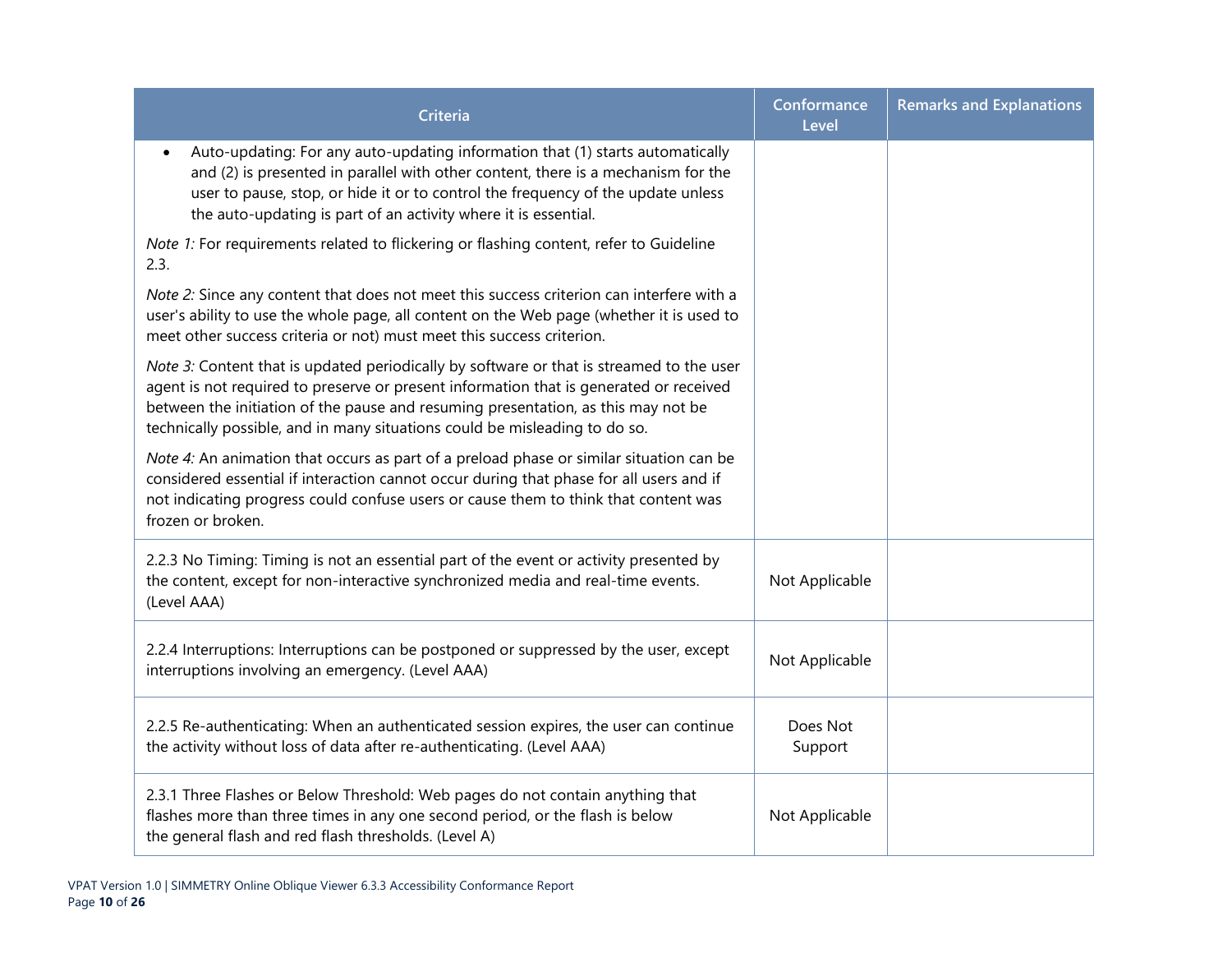| Criteria | Conformance Level | Remarks and Explanations |
| --- | --- | --- |
| • Auto-updating: For any auto-updating information that (1) starts automatically and (2) is presented in parallel with other content, there is a mechanism for the user to pause, stop, or hide it or to control the frequency of the update unless the auto-updating is part of an activity where it is essential. <br><br> *Note 1:* For requirements related to flickering or flashing content, refer to Guideline 2.3. <br><br> *Note 2:* Since any content that does not meet this success criterion can interfere with a user's ability to use the whole page, all content on the Web page (whether it is used to meet other success criteria or not) must meet this success criterion. <br><br> *Note 3:* Content that is updated periodically by software or that is streamed to the user agent is not required to preserve or present information that is generated or received between the initiation of the pause and resuming presentation, as this may not be technically possible, and in many situations could be misleading to do so. <br><br> *Note 4:* An animation that occurs as part of a preload phase or similar situation can be considered essential if interaction cannot occur during that phase for all users and if not indicating progress could confuse users or cause them to think that content was frozen or broken. | | |
| 2.2.3 No Timing: Timing is not an essential part of the event or activity presented by the content, except for non-interactive synchronized media and real-time events. (Level AAA) | Not Applicable | |
| 2.2.4 Interruptions: Interruptions can be postponed or suppressed by the user, except interruptions involving an emergency. (Level AAA) | Not Applicable | |
| 2.2.5 Re-authenticating: When an authenticated session expires, the user can continue the activity without loss of data after re-authenticating. (Level AAA) | Does Not Support | |
| 2.3.1 Three Flashes or Below Threshold: Web pages do not contain anything that flashes more than three times in any one second period, or the flash is below the general flash and red flash thresholds. (Level A) | Not Applicable | |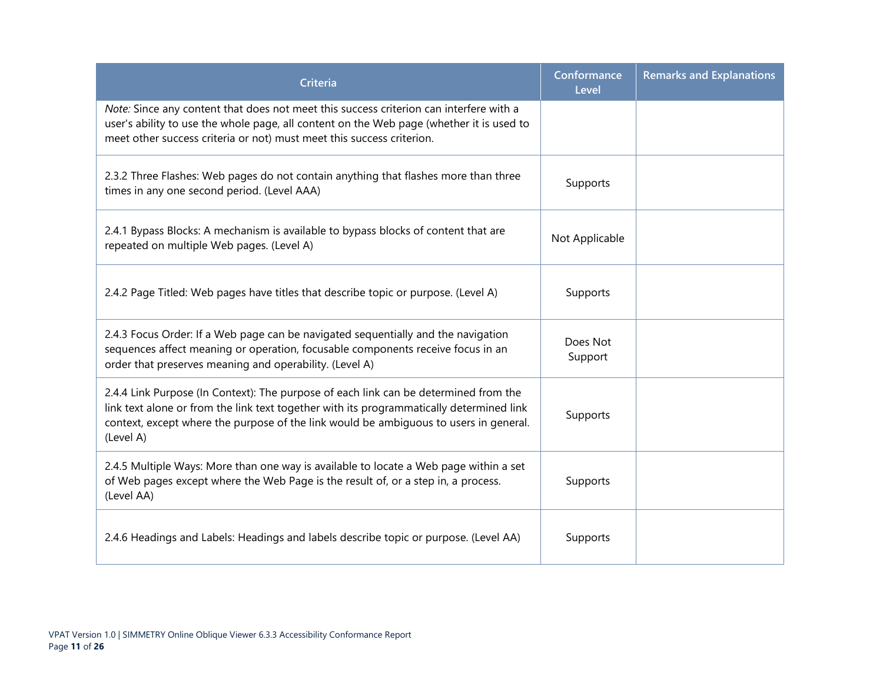| Criteria | Conformance Level | Remarks and Explanations |
| --- | --- | --- |
| *Note:* Since any content that does not meet this success criterion can interfere with a user's ability to use the whole page, all content on the Web page (whether it is used to meet other success criteria or not) must meet this success criterion. | | |
| 2.3.2 Three Flashes: Web pages do not contain anything that flashes more than three times in any one second period. (Level AAA) | Supports | |
| 2.4.1 Bypass Blocks: A mechanism is available to bypass blocks of content that are repeated on multiple Web pages. (Level A) | Not Applicable | |
| 2.4.2 Page Titled: Web pages have titles that describe topic or purpose. (Level A) | Supports | |
| 2.4.3 Focus Order: If a Web page can be navigated sequentially and the navigation sequences affect meaning or operation, focusable components receive focus in an order that preserves meaning and operability. (Level A) | Does Not Support | |
| 2.4.4 Link Purpose (In Context): The purpose of each link can be determined from the link text alone or from the link text together with its programmatically determined link context, except where the purpose of the link would be ambiguous to users in general. (Level A) | Supports | |
| 2.4.5 Multiple Ways: More than one way is available to locate a Web page within a set of Web pages except where the Web Page is the result of, or a step in, a process. (Level AA) | Supports | |
| 2.4.6 Headings and Labels: Headings and labels describe topic or purpose. (Level AA) | Supports | |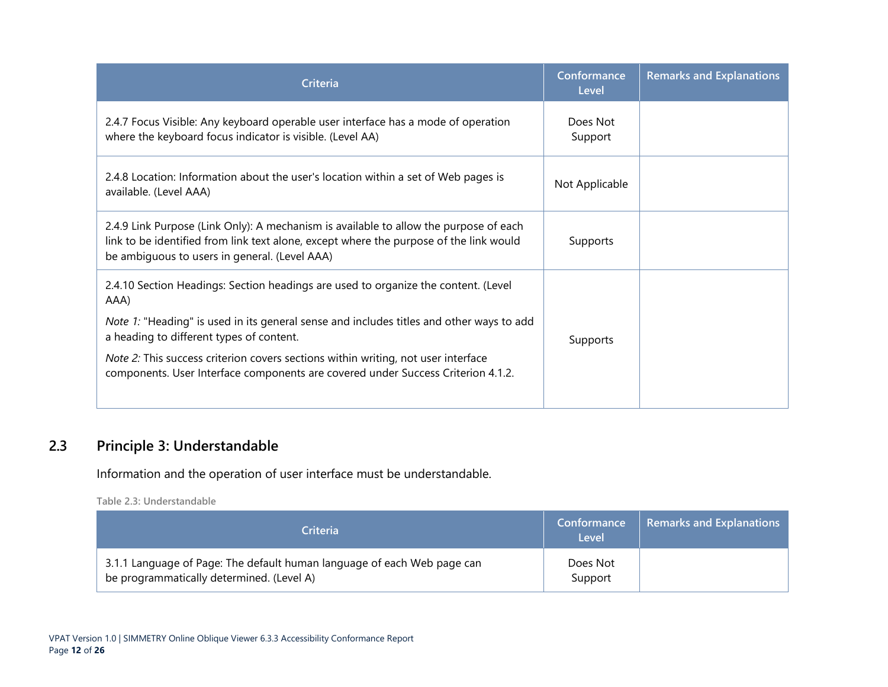| Criteria | Conformance Level | Remarks and Explanations |
|---|---|---|
| 2.4.7 Focus Visible: Any keyboard operable user interface has a mode of operation where the keyboard focus indicator is visible. (Level AA) | Does Not Support | |
| 2.4.8 Location: Information about the user's location within a set of Web pages is available. (Level AAA) | Not Applicable | |
| 2.4.9 Link Purpose (Link Only): A mechanism is available to allow the purpose of each link to be identified from link text alone, except where the purpose of the link would be ambiguous to users in general. (Level AAA) | Supports | |
| 2.4.10 Section Headings: Section headings are used to organize the content. (Level AAA) *Note 1:* "Heading" is used in its general sense and includes titles and other ways to add a heading to different types of content. *Note 2:* This success criterion covers sections within writing, not user interface components. User Interface components are covered under Success Criterion 4.1.2. | Supports | |

## 2.3 Principle 3: Understandable

Information and the operation of user interface must be understandable.

**Table 2.3: Understandable**

| Criteria | Conformance Level | Remarks and Explanations |
|---|---|---|
| 3.1.1 Language of Page: The default human language of each Web page can be programmatically determined. (Level A) | Does Not Support | |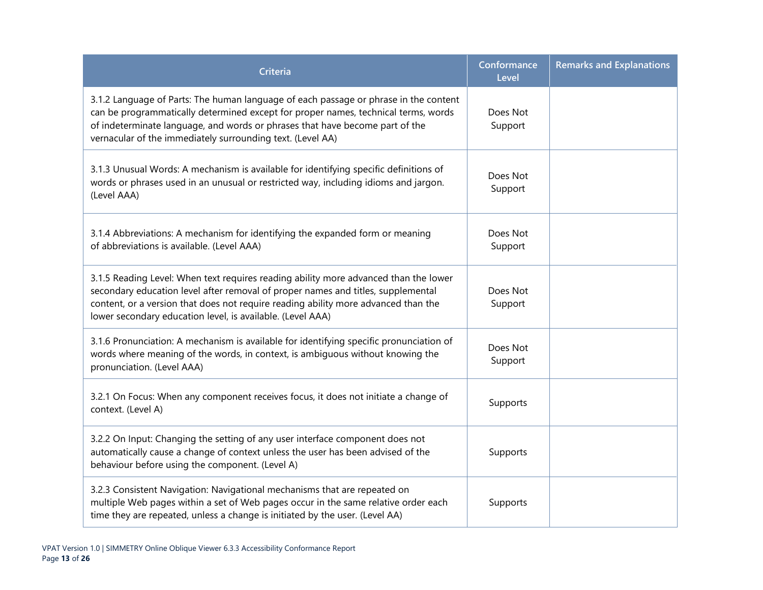| Criteria | Conformance Level | Remarks and Explanations |
| --- | --- | --- |
| 3.1.2 Language of Parts: The human language of each passage or phrase in the content can be programmatically determined except for proper names, technical terms, words of indeterminate language, and words or phrases that have become part of the vernacular of the immediately surrounding text. (Level AA) | Does Not Support | |
| 3.1.3 Unusual Words: A mechanism is available for identifying specific definitions of words or phrases used in an unusual or restricted way, including idioms and jargon. (Level AAA) | Does Not Support | |
| 3.1.4 Abbreviations: A mechanism for identifying the expanded form or meaning of abbreviations is available. (Level AAA) | Does Not Support | |
| 3.1.5 Reading Level: When text requires reading ability more advanced than the lower secondary education level after removal of proper names and titles, supplemental content, or a version that does not require reading ability more advanced than the lower secondary education level, is available. (Level AAA) | Does Not Support | |
| 3.1.6 Pronunciation: A mechanism is available for identifying specific pronunciation of words where meaning of the words, in context, is ambiguous without knowing the pronunciation. (Level AAA) | Does Not Support | |
| 3.2.1 On Focus: When any component receives focus, it does not initiate a change of context. (Level A) | Supports | |
| 3.2.2 On Input: Changing the setting of any user interface component does not automatically cause a change of context unless the user has been advised of the behaviour before using the component. (Level A) | Supports | |
| 3.2.3 Consistent Navigation: Navigational mechanisms that are repeated on multiple Web pages within a set of Web pages occur in the same relative order each time they are repeated, unless a change is initiated by the user. (Level AA) | Supports | |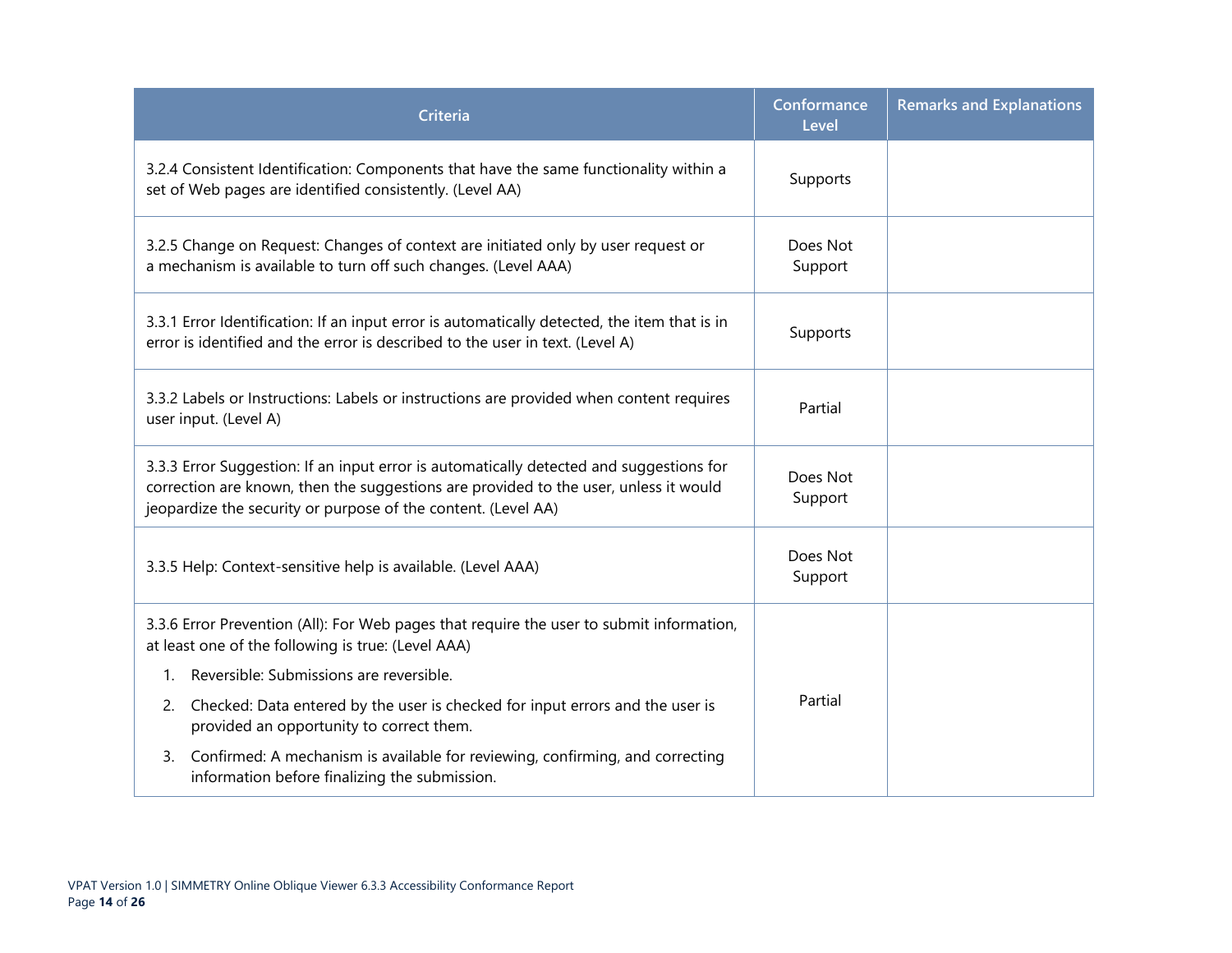| Criteria | Conformance Level | Remarks and Explanations |
|---|---|---|
| 3.2.4 Consistent Identification: Components that have the same functionality within a set of Web pages are identified consistently. (Level AA) | Supports | |
| 3.2.5 Change on Request: Changes of context are initiated only by user request or a mechanism is available to turn off such changes. (Level AAA) | Does Not Support | |
| 3.3.1 Error Identification: If an input error is automatically detected, the item that is in error is identified and the error is described to the user in text. (Level A) | Supports | |
| 3.3.2 Labels or Instructions: Labels or instructions are provided when content requires user input. (Level A) | Partial | |
| 3.3.3 Error Suggestion: If an input error is automatically detected and suggestions for correction are known, then the suggestions are provided to the user, unless it would jeopardize the security or purpose of the content. (Level AA) | Does Not Support | |
| 3.3.5 Help: Context-sensitive help is available. (Level AAA) | Does Not Support | |
| 3.3.6 Error Prevention (All): For Web pages that require the user to submit information, at least one of the following is true: (Level AAA)<br>1. Reversible: Submissions are reversible.<br>2. Checked: Data entered by the user is checked for input errors and the user is provided an opportunity to correct them.<br>3. Confirmed: A mechanism is available for reviewing, confirming, and correcting information before finalizing the submission. | Partial | |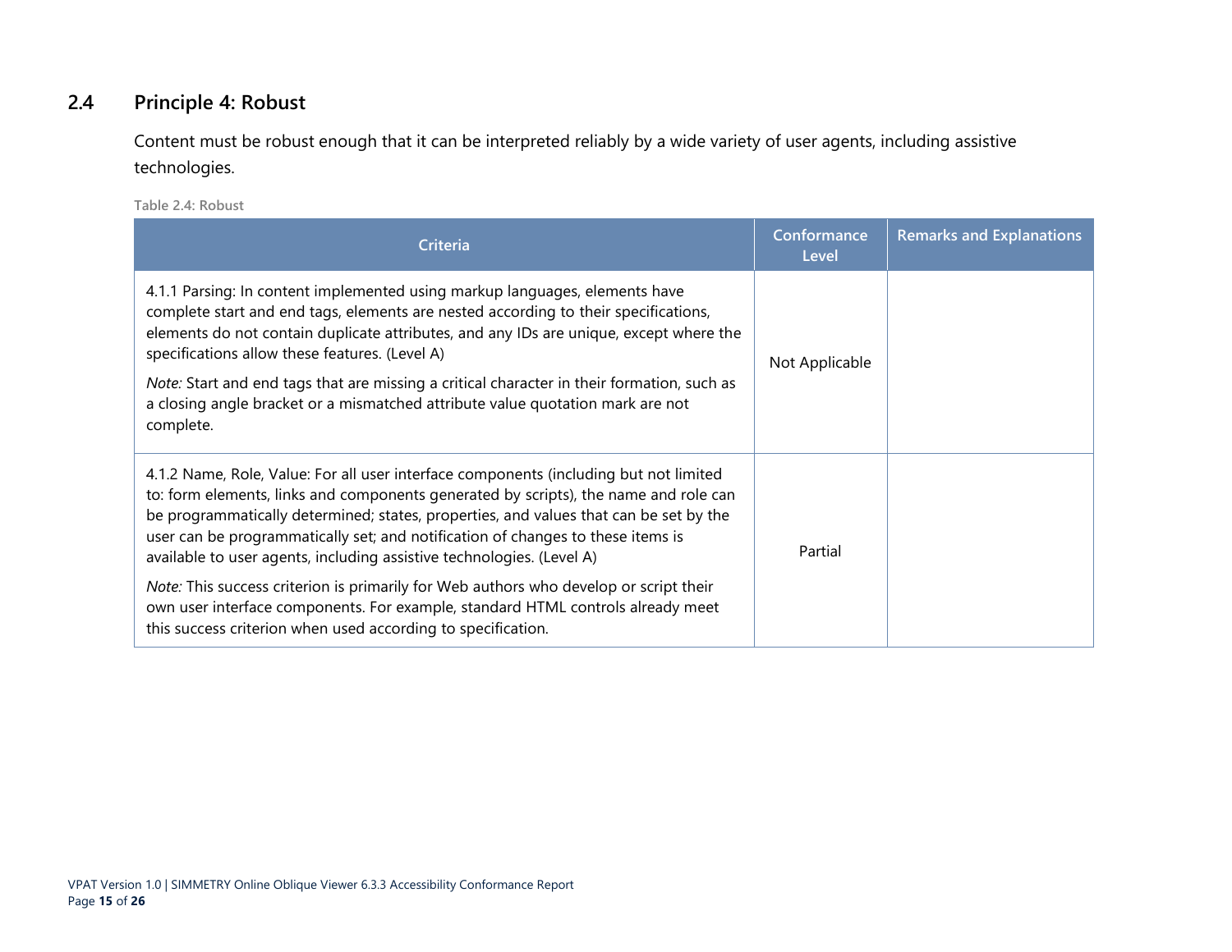## 2.4 Principle 4: Robust

Content must be robust enough that it can be interpreted reliably by a wide variety of user agents, including assistive technologies.

Table 2.4: Robust

| Criteria | Conformance Level | Remarks and Explanations |
|---|---|---|
| 4.1.1 Parsing: In content implemented using markup languages, elements have complete start and end tags, elements are nested according to their specifications, elements do not contain duplicate attributes, and any IDs are unique, except where the specifications allow these features. (Level A)<br><br>*Note:* Start and end tags that are missing a critical character in their formation, such as a closing angle bracket or a mismatched attribute value quotation mark are not complete. | Not Applicable | |
| 4.1.2 Name, Role, Value: For all user interface components (including but not limited to: form elements, links and components generated by scripts), the name and role can be programmatically determined; states, properties, and values that can be set by the user can be programmatically set; and notification of changes to these items is available to user agents, including assistive technologies. (Level A)<br><br>*Note:* This success criterion is primarily for Web authors who develop or script their own user interface components. For example, standard HTML controls already meet this success criterion when used according to specification. | Partial | |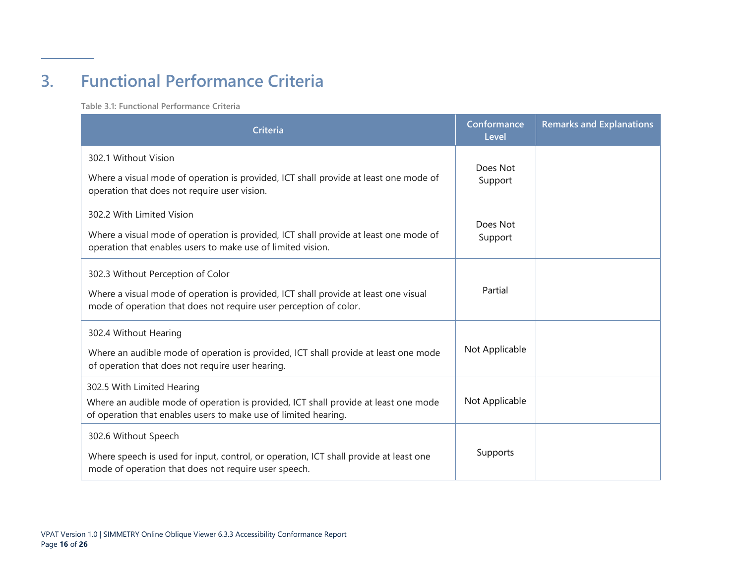# 3. Functional Performance Criteria

Table 3.1: Functional Performance Criteria

| Criteria | Conformance Level | Remarks and Explanations |
| --- | --- | --- |
| 302.1 Without Vision<br><br>Where a visual mode of operation is provided, ICT shall provide at least one mode of operation that does not require user vision. | Does Not Support | |
| 302.2 With Limited Vision<br><br>Where a visual mode of operation is provided, ICT shall provide at least one mode of operation that enables users to make use of limited vision. | Does Not Support | |
| 302.3 Without Perception of Color<br><br>Where a visual mode of operation is provided, ICT shall provide at least one visual mode of operation that does not require user perception of color. | Partial | |
| 302.4 Without Hearing<br><br>Where an audible mode of operation is provided, ICT shall provide at least one mode of operation that does not require user hearing. | Not Applicable | |
| 302.5 With Limited Hearing<br><br>Where an audible mode of operation is provided, ICT shall provide at least one mode of operation that enables users to make use of limited hearing. | Not Applicable | |
| 302.6 Without Speech<br><br>Where speech is used for input, control, or operation, ICT shall provide at least one mode of operation that does not require user speech. | Supports | |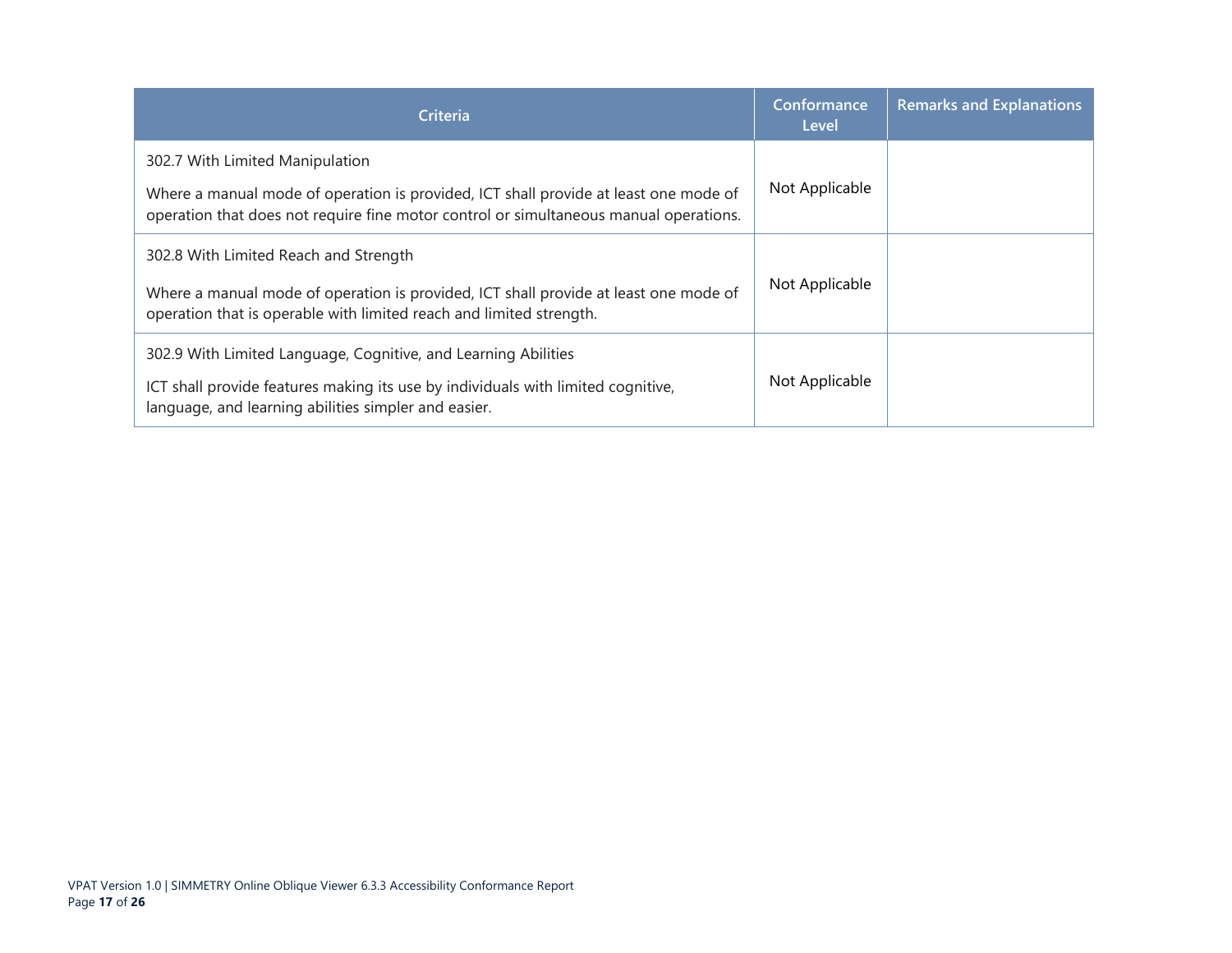| Criteria | Conformance Level | Remarks and Explanations |
| --- | --- | --- |
| 302.7 With Limited Manipulation<br><br>Where a manual mode of operation is provided, ICT shall provide at least one mode of operation that does not require fine motor control or simultaneous manual operations. | Not Applicable | |
| 302.8 With Limited Reach and Strength<br><br>Where a manual mode of operation is provided, ICT shall provide at least one mode of operation that is operable with limited reach and limited strength. | Not Applicable | |
| 302.9 With Limited Language, Cognitive, and Learning Abilities<br><br>ICT shall provide features making its use by individuals with limited cognitive, language, and learning abilities simpler and easier. | Not Applicable | |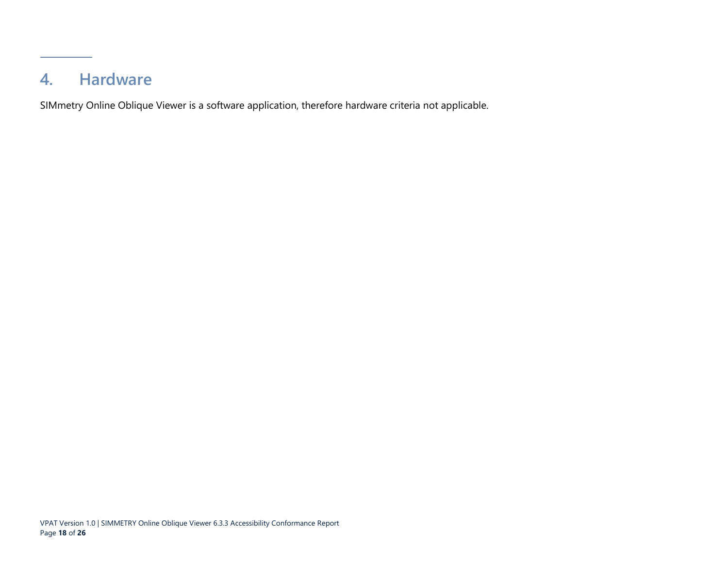# 4. Hardware

SIMmetry Online Oblique Viewer is a software application, therefore hardware criteria not applicable.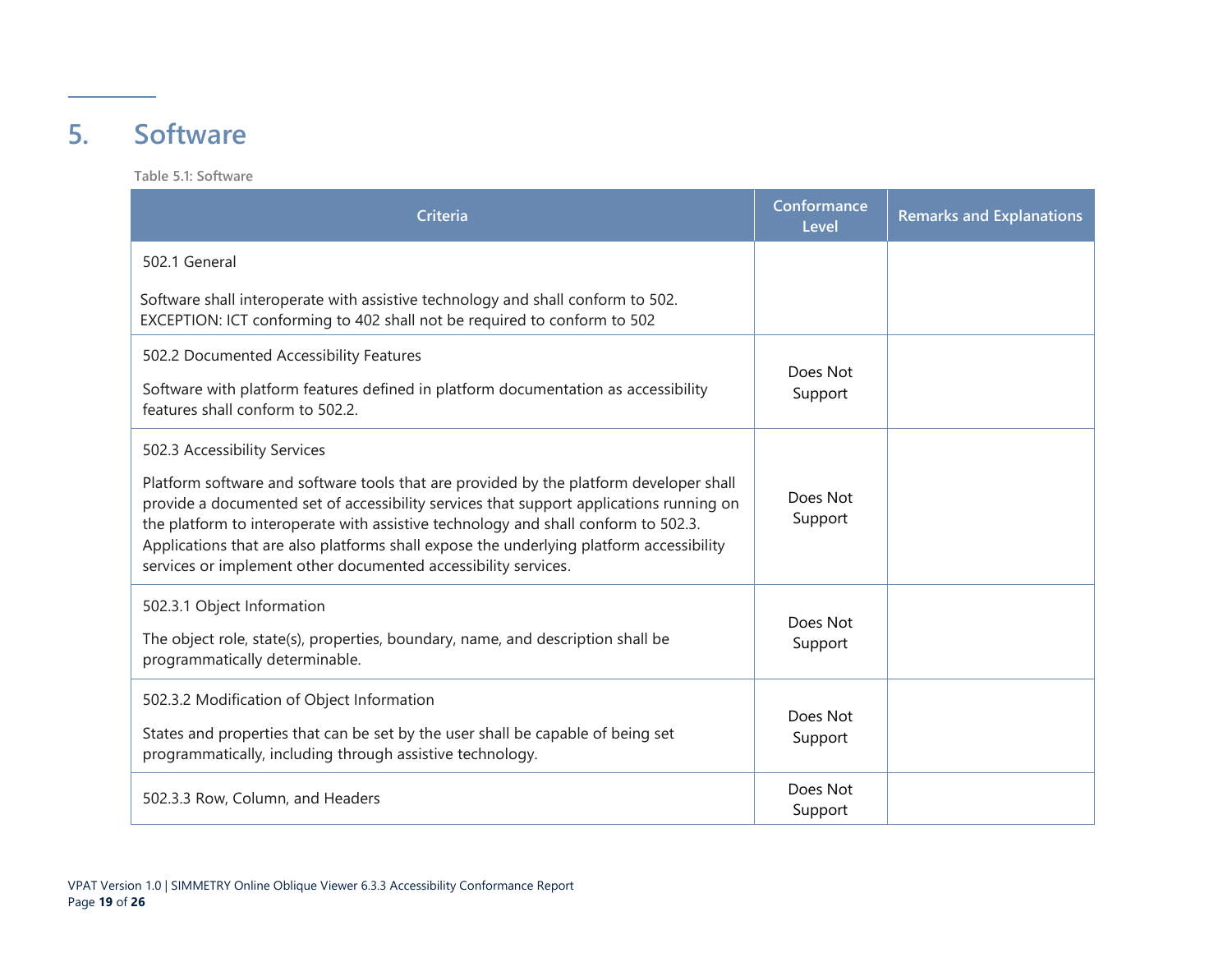# 5. Software

Table 5.1: Software

| Criteria | Conformance Level | Remarks and Explanations |
| --- | --- | --- |
| 502.1 General<br><br>Software shall interoperate with assistive technology and shall conform to 502.<br>EXCEPTION: ICT conforming to 402 shall not be required to conform to 502 | | |
| 502.2 Documented Accessibility Features<br><br>Software with platform features defined in platform documentation as accessibility features shall conform to 502.2. | Does Not Support | |
| 502.3 Accessibility Services<br><br>Platform software and software tools that are provided by the platform developer shall provide a documented set of accessibility services that support applications running on the platform to interoperate with assistive technology and shall conform to 502.3. Applications that are also platforms shall expose the underlying platform accessibility services or implement other documented accessibility services. | Does Not Support | |
| 502.3.1 Object Information<br><br>The object role, state(s), properties, boundary, name, and description shall be programmatically determinable. | Does Not Support | |
| 502.3.2 Modification of Object Information<br><br>States and properties that can be set by the user shall be capable of being set programmatically, including through assistive technology. | Does Not Support | |
| 502.3.3 Row, Column, and Headers | Does Not Support | |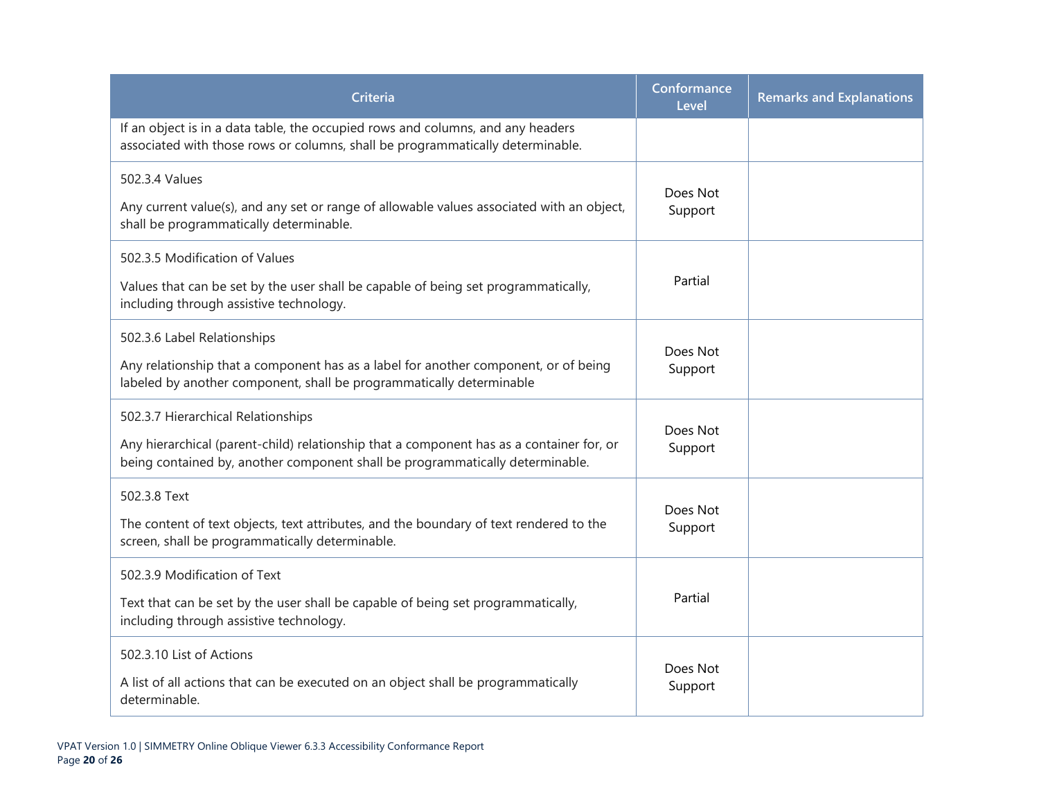| Criteria | Conformance Level | Remarks and Explanations |
|---|---|---|
| If an object is in a data table, the occupied rows and columns, and any headers associated with those rows or columns, shall be programmatically determinable. | | |
| 502.3.4 Values<br><br>Any current value(s), and any set or range of allowable values associated with an object, shall be programmatically determinable. | Does Not Support | |
| 502.3.5 Modification of Values<br><br>Values that can be set by the user shall be capable of being set programmatically, including through assistive technology. | Partial | |
| 502.3.6 Label Relationships<br><br>Any relationship that a component has as a label for another component, or of being labeled by another component, shall be programmatically determinable | Does Not Support | |
| 502.3.7 Hierarchical Relationships<br><br>Any hierarchical (parent-child) relationship that a component has as a container for, or being contained by, another component shall be programmatically determinable. | Does Not Support | |
| 502.3.8 Text<br><br>The content of text objects, text attributes, and the boundary of text rendered to the screen, shall be programmatically determinable. | Does Not Support | |
| 502.3.9 Modification of Text<br><br>Text that can be set by the user shall be capable of being set programmatically, including through assistive technology. | Partial | |
| 502.3.10 List of Actions<br><br>A list of all actions that can be executed on an object shall be programmatically determinable. | Does Not Support | |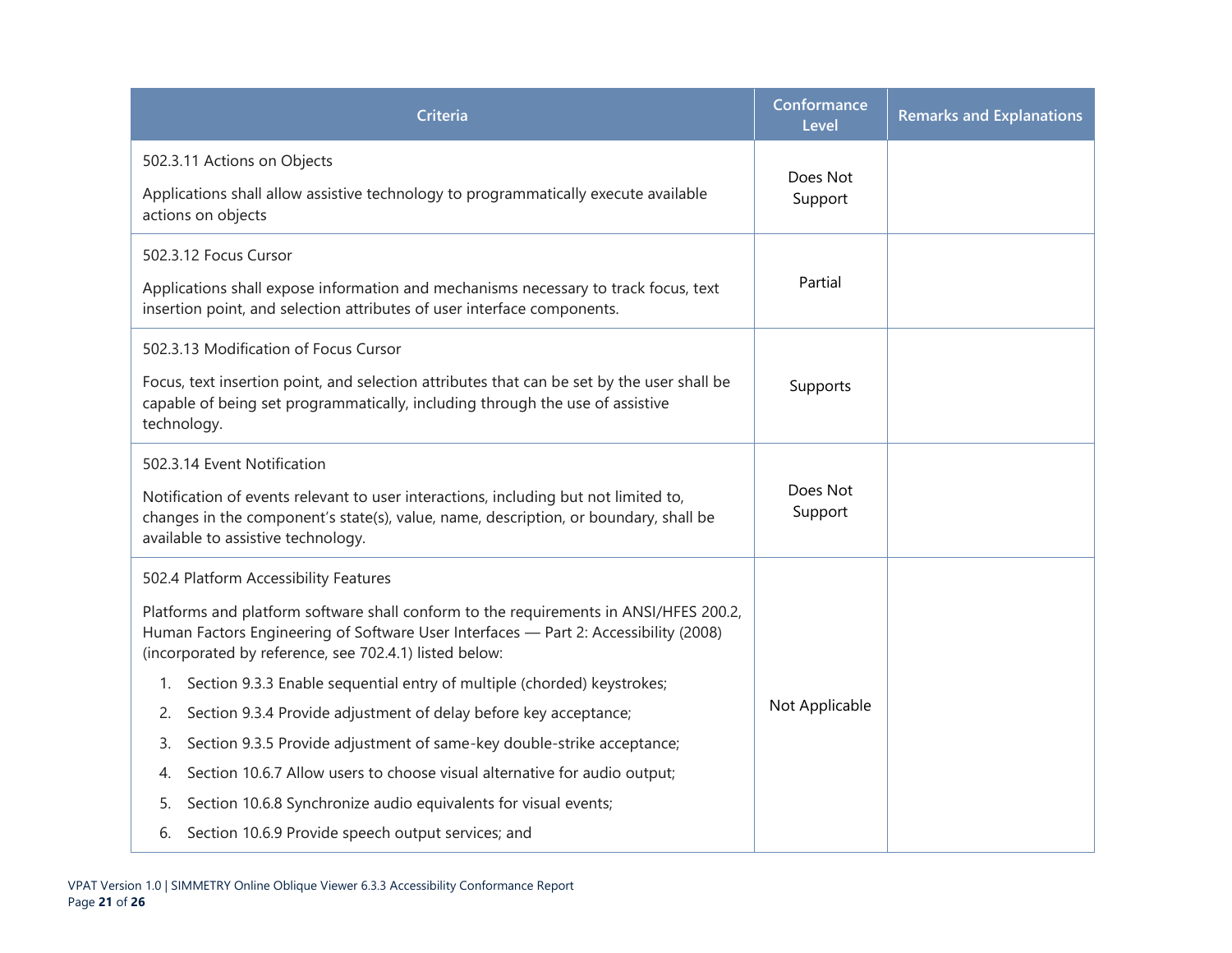| Criteria | Conformance Level | Remarks and Explanations |
| --- | --- | --- |
| 502.3.11 Actions on Objects<br><br>Applications shall allow assistive technology to programmatically execute available actions on objects | Does Not Support | |
| 502.3.12 Focus Cursor<br><br>Applications shall expose information and mechanisms necessary to track focus, text insertion point, and selection attributes of user interface components. | Partial | |
| 502.3.13 Modification of Focus Cursor<br><br>Focus, text insertion point, and selection attributes that can be set by the user shall be capable of being set programmatically, including through the use of assistive technology. | Supports | |
| 502.3.14 Event Notification<br><br>Notification of events relevant to user interactions, including but not limited to, changes in the component's state(s), value, name, description, or boundary, shall be available to assistive technology. | Does Not Support | |
| 502.4 Platform Accessibility Features<br><br>Platforms and platform software shall conform to the requirements in ANSI/HFES 200.2, Human Factors Engineering of Software User Interfaces — Part 2: Accessibility (2008) (incorporated by reference, see 702.4.1) listed below:<br>1. Section 9.3.3 Enable sequential entry of multiple (chorded) keystrokes;<br>2. Section 9.3.4 Provide adjustment of delay before key acceptance;<br>3. Section 9.3.5 Provide adjustment of same-key double-strike acceptance;<br>4. Section 10.6.7 Allow users to choose visual alternative for audio output;<br>5. Section 10.6.8 Synchronize audio equivalents for visual events;<br>6. Section 10.6.9 Provide speech output services; and | Not Applicable | |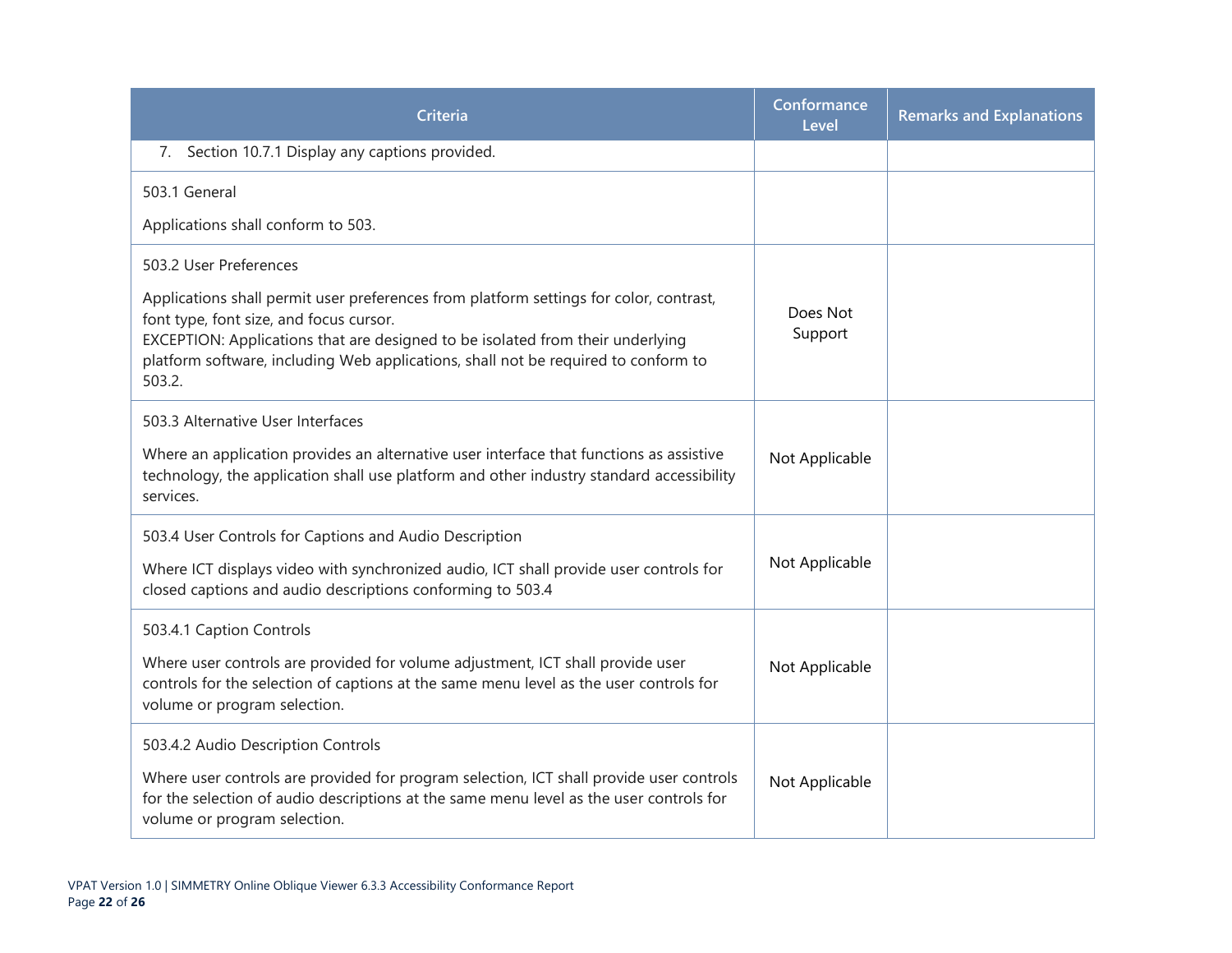| Criteria | Conformance Level | Remarks and Explanations |
|---|---|---|
| 7. Section 10.7.1 Display any captions provided. | | |
| 503.1 General<br><br>Applications shall conform to 503. | | |
| 503.2 User Preferences<br><br>Applications shall permit user preferences from platform settings for color, contrast, font type, font size, and focus cursor.<br>EXCEPTION: Applications that are designed to be isolated from their underlying platform software, including Web applications, shall not be required to conform to 503.2. | Does Not Support | |
| 503.3 Alternative User Interfaces<br><br>Where an application provides an alternative user interface that functions as assistive technology, the application shall use platform and other industry standard accessibility services. | Not Applicable | |
| 503.4 User Controls for Captions and Audio Description<br><br>Where ICT displays video with synchronized audio, ICT shall provide user controls for closed captions and audio descriptions conforming to 503.4 | Not Applicable | |
| 503.4.1 Caption Controls<br><br>Where user controls are provided for volume adjustment, ICT shall provide user controls for the selection of captions at the same menu level as the user controls for volume or program selection. | Not Applicable | |
| 503.4.2 Audio Description Controls<br><br>Where user controls are provided for program selection, ICT shall provide user controls for the selection of audio descriptions at the same menu level as the user controls for volume or program selection. | Not Applicable | |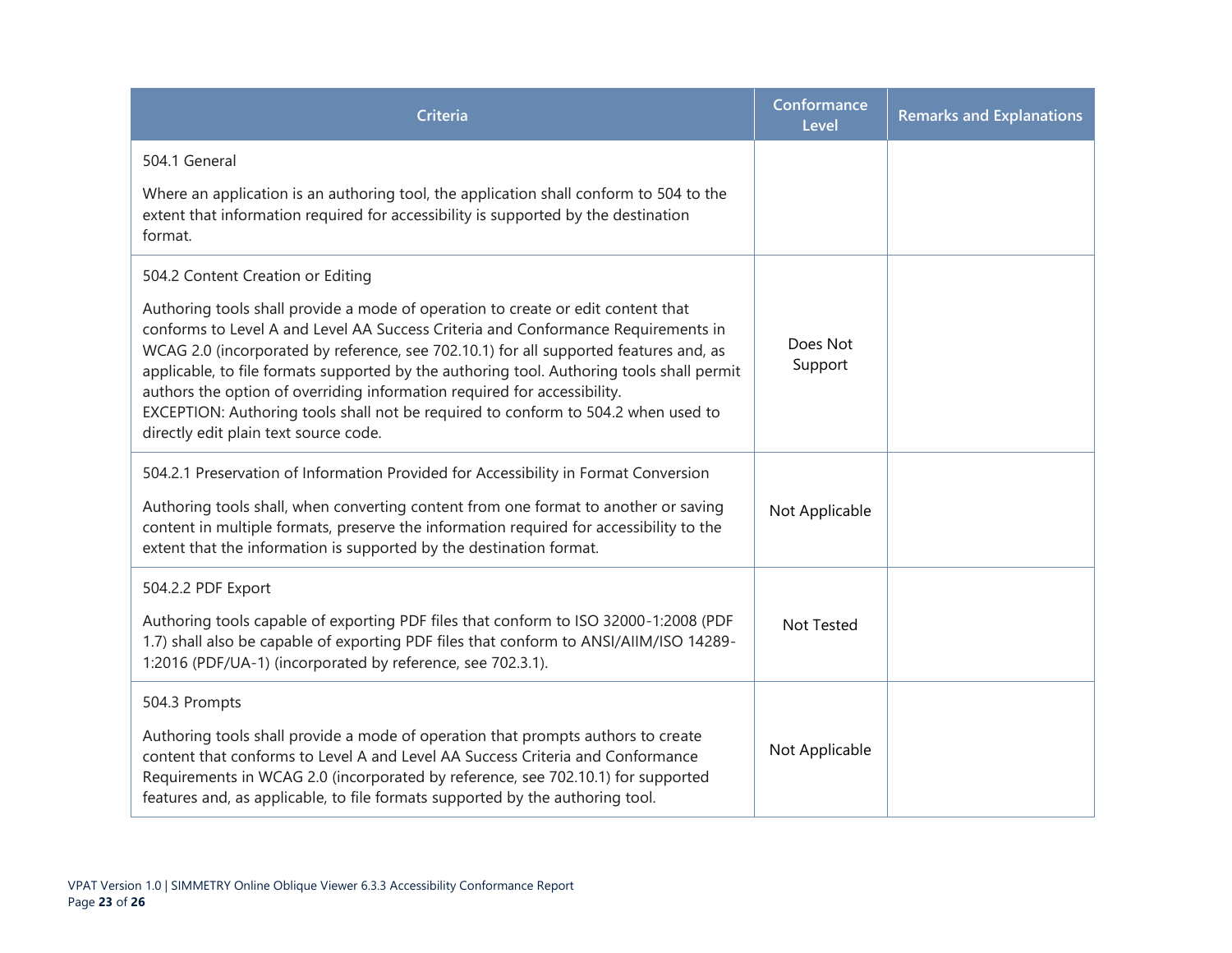| Criteria | Conformance Level | Remarks and Explanations |
| --- | --- | --- |
| 504.1 General<br><br>Where an application is an authoring tool, the application shall conform to 504 to the extent that information required for accessibility is supported by the destination format. | | |
| 504.2 Content Creation or Editing<br><br>Authoring tools shall provide a mode of operation to create or edit content that conforms to Level A and Level AA Success Criteria and Conformance Requirements in WCAG 2.0 (incorporated by reference, see 702.10.1) for all supported features and, as applicable, to file formats supported by the authoring tool. Authoring tools shall permit authors the option of overriding information required for accessibility.<br>EXCEPTION: Authoring tools shall not be required to conform to 504.2 when used to directly edit plain text source code. | Does Not Support | |
| 504.2.1 Preservation of Information Provided for Accessibility in Format Conversion<br><br>Authoring tools shall, when converting content from one format to another or saving content in multiple formats, preserve the information required for accessibility to the extent that the information is supported by the destination format. | Not Applicable | |
| 504.2.2 PDF Export<br><br>Authoring tools capable of exporting PDF files that conform to ISO 32000-1:2008 (PDF 1.7) shall also be capable of exporting PDF files that conform to ANSI/AIIM/ISO 14289-1:2016 (PDF/UA-1) (incorporated by reference, see 702.3.1). | Not Tested | |
| 504.3 Prompts<br><br>Authoring tools shall provide a mode of operation that prompts authors to create content that conforms to Level A and Level AA Success Criteria and Conformance Requirements in WCAG 2.0 (incorporated by reference, see 702.10.1) for supported features and, as applicable, to file formats supported by the authoring tool. | Not Applicable | |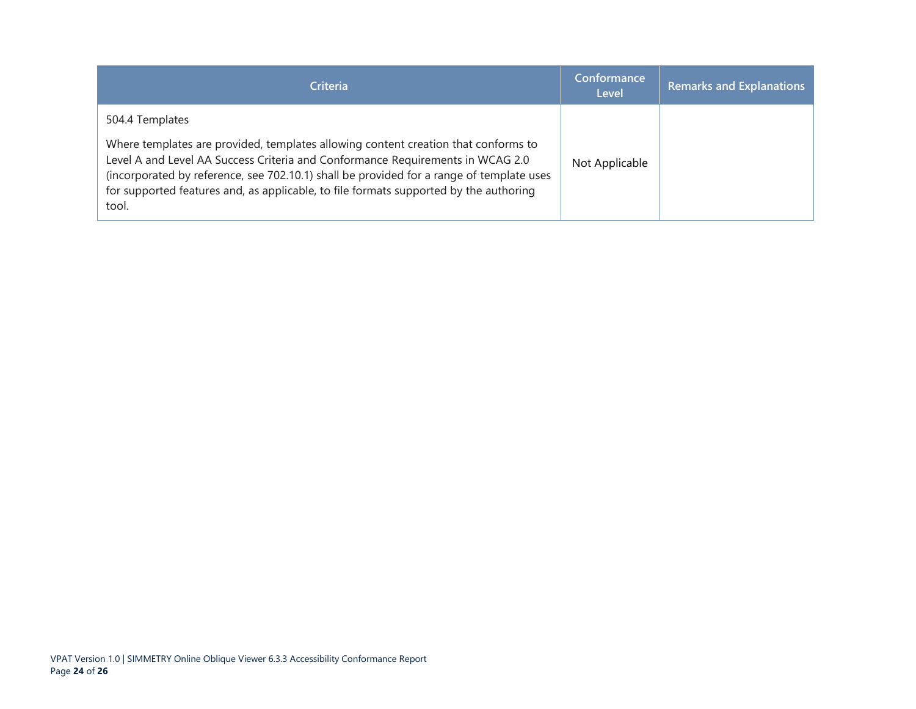| Criteria | Conformance Level | Remarks and Explanations |
|---|---|---|
| 504.4 Templates<br><br>Where templates are provided, templates allowing content creation that conforms to Level A and Level AA Success Criteria and Conformance Requirements in WCAG 2.0 (incorporated by reference, see 702.10.1) shall be provided for a range of template uses for supported features and, as applicable, to file formats supported by the authoring tool. | Not Applicable | |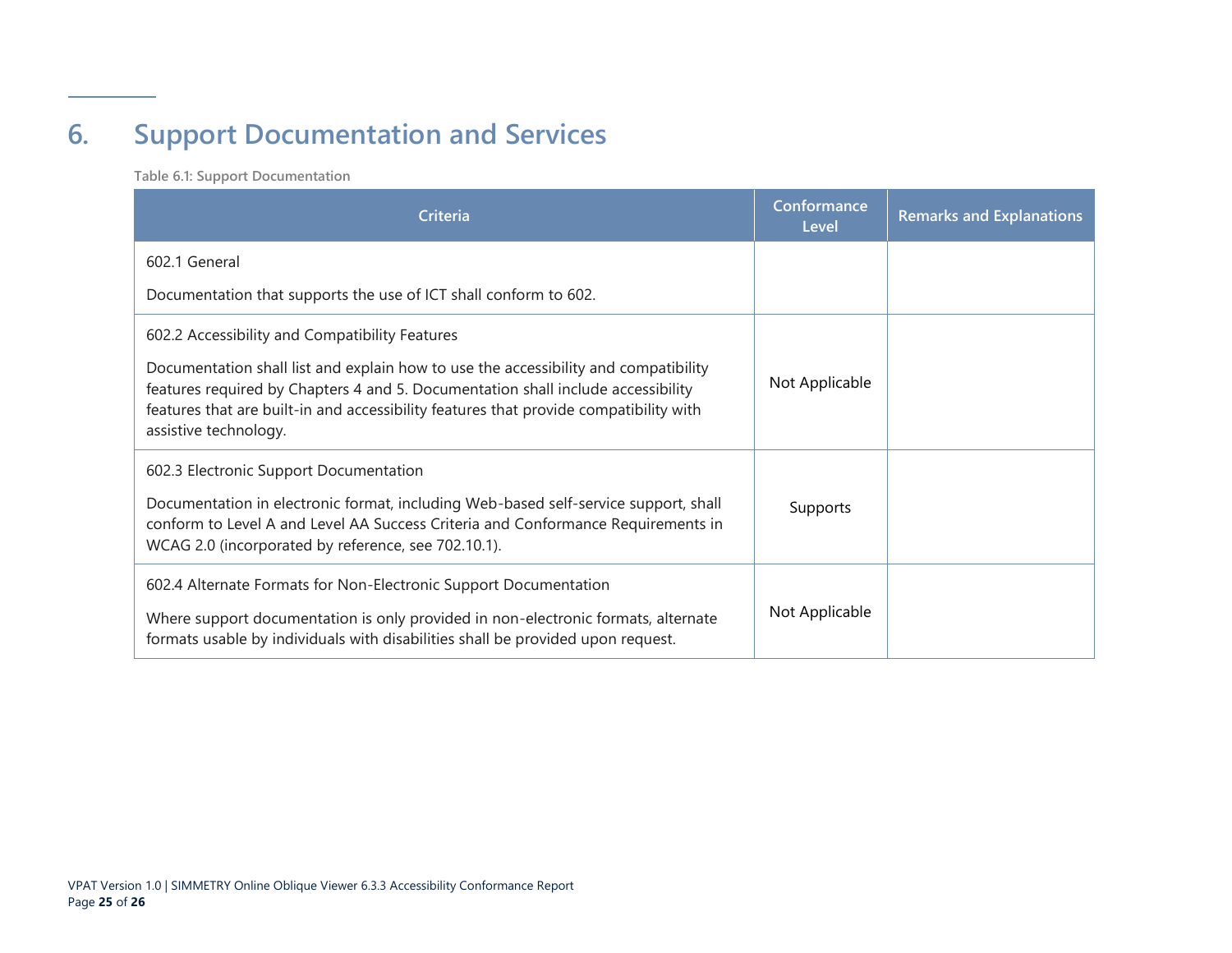# 6. Support Documentation and Services

Table 6.1: Support Documentation

| Criteria | Conformance Level | Remarks and Explanations |
|---|---|---|
| 602.1 General<br><br>Documentation that supports the use of ICT shall conform to 602. | | |
| 602.2 Accessibility and Compatibility Features<br><br>Documentation shall list and explain how to use the accessibility and compatibility features required by Chapters 4 and 5. Documentation shall include accessibility features that are built-in and accessibility features that provide compatibility with assistive technology. | Not Applicable | |
| 602.3 Electronic Support Documentation<br><br>Documentation in electronic format, including Web-based self-service support, shall conform to Level A and Level AA Success Criteria and Conformance Requirements in WCAG 2.0 (incorporated by reference, see 702.10.1). | Supports | |
| 602.4 Alternate Formats for Non-Electronic Support Documentation<br><br>Where support documentation is only provided in non-electronic formats, alternate formats usable by individuals with disabilities shall be provided upon request. | Not Applicable | |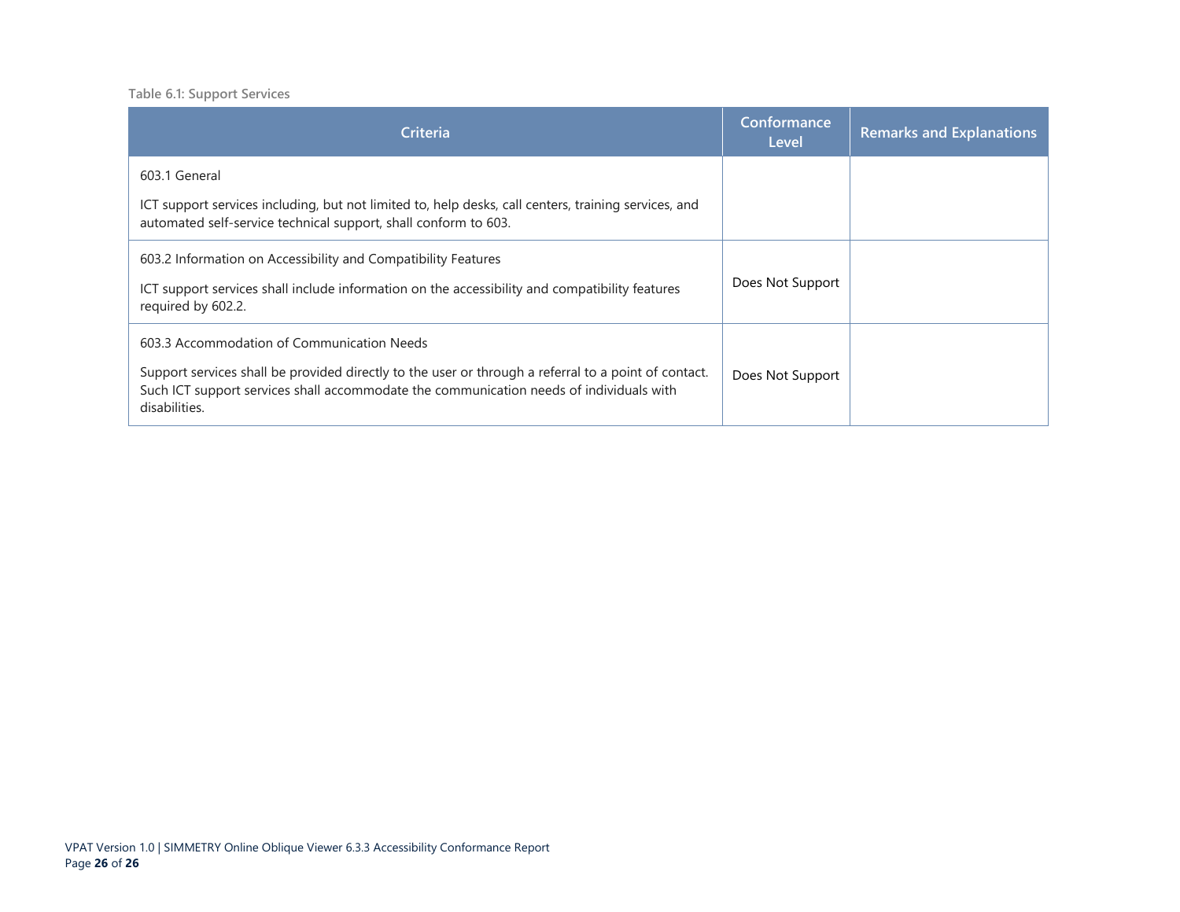Table 6.1: Support Services

| Criteria | Conformance Level | Remarks and Explanations |
|---|---|---|
| 603.1 General<br><br>ICT support services including, but not limited to, help desks, call centers, training services, and automated self-service technical support, shall conform to 603. | | |
| 603.2 Information on Accessibility and Compatibility Features<br><br>ICT support services shall include information on the accessibility and compatibility features required by 602.2. | Does Not Support | |
| 603.3 Accommodation of Communication Needs<br><br>Support services shall be provided directly to the user or through a referral to a point of contact. Such ICT support services shall accommodate the communication needs of individuals with disabilities. | Does Not Support | |